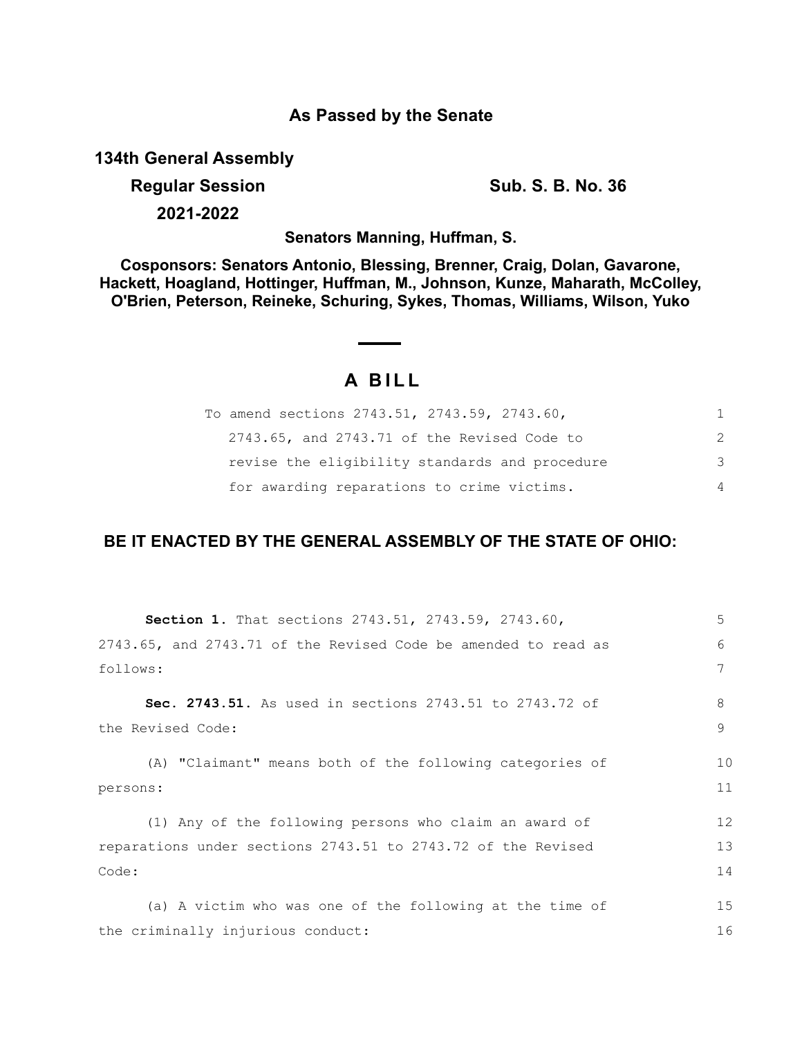## As Passed by the Senate

**134th General Assembly**

**Regular Session** **Sub. S. B. No. 36**

**2021-2022**

**Senators Manning, Huffman, S.**

**Cosponsors: Senators Antonio, Blessing, Brenner, Craig, Dolan, Gavarone, Hackett, Hoagland, Hottinger, Huffman, M., Johnson, Kunze, Maharath, McColley, O'Brien, Peterson, Reineke, Schuring, Sykes, Thomas, Williams, Wilson, Yuko**

# A BILL

To amend sections 2743.51, 2743.59, 2743.60, 2743.65, and 2743.71 of the Revised Code to revise the eligibility standards and procedure for awarding reparations to crime victims.

**BE IT ENACTED BY THE GENERAL ASSEMBLY OF THE STATE OF OHIO:**

**Section 1.** That sections 2743.51, 2743.59, 2743.60, 2743.65, and 2743.71 of the Revised Code be amended to read as follows:

**Sec. 2743.51.** As used in sections 2743.51 to 2743.72 of the Revised Code:

(A) "Claimant" means both of the following categories of persons:

(1) Any of the following persons who claim an award of reparations under sections 2743.51 to 2743.72 of the Revised Code:

(a) A victim who was one of the following at the time of the criminally injurious conduct: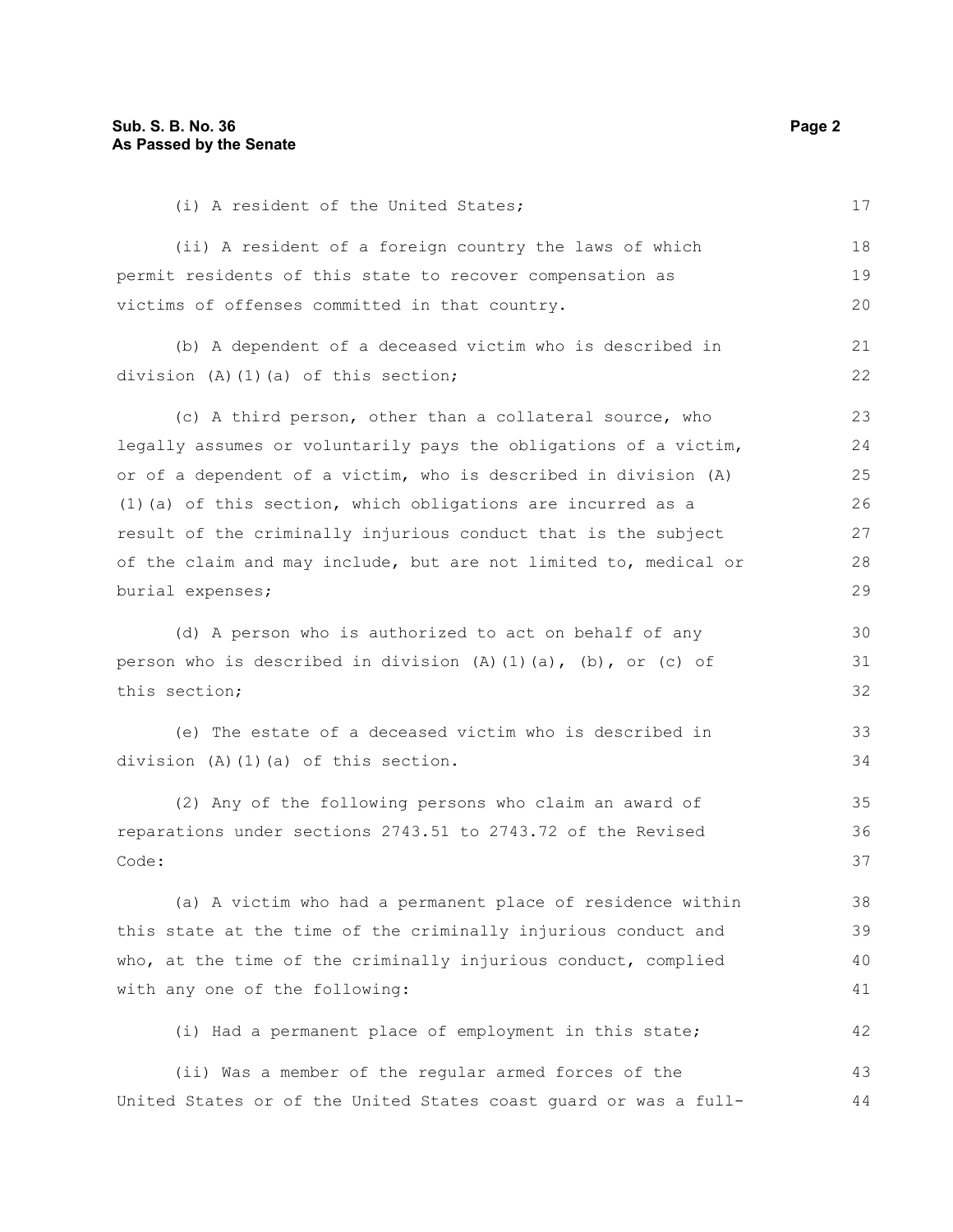(i) A resident of the United States;

(ii) A resident of a foreign country the laws of which permit residents of this state to recover compensation as victims of offenses committed in that country.

(b) A dependent of a deceased victim who is described in division (A)(1)(a) of this section;

(c) A third person, other than a collateral source, who legally assumes or voluntarily pays the obligations of a victim, or of a dependent of a victim, who is described in division (A)(1)(a) of this section, which obligations are incurred as a result of the criminally injurious conduct that is the subject of the claim and may include, but are not limited to, medical or burial expenses;

(d) A person who is authorized to act on behalf of any person who is described in division (A)(1)(a), (b), or (c) of this section;

(e) The estate of a deceased victim who is described in division (A)(1)(a) of this section.

(2) Any of the following persons who claim an award of reparations under sections 2743.51 to 2743.72 of the Revised Code:

(a) A victim who had a permanent place of residence within this state at the time of the criminally injurious conduct and who, at the time of the criminally injurious conduct, complied with any one of the following:

(i) Had a permanent place of employment in this state;

(ii) Was a member of the regular armed forces of the United States or of the United States coast guard or was a full-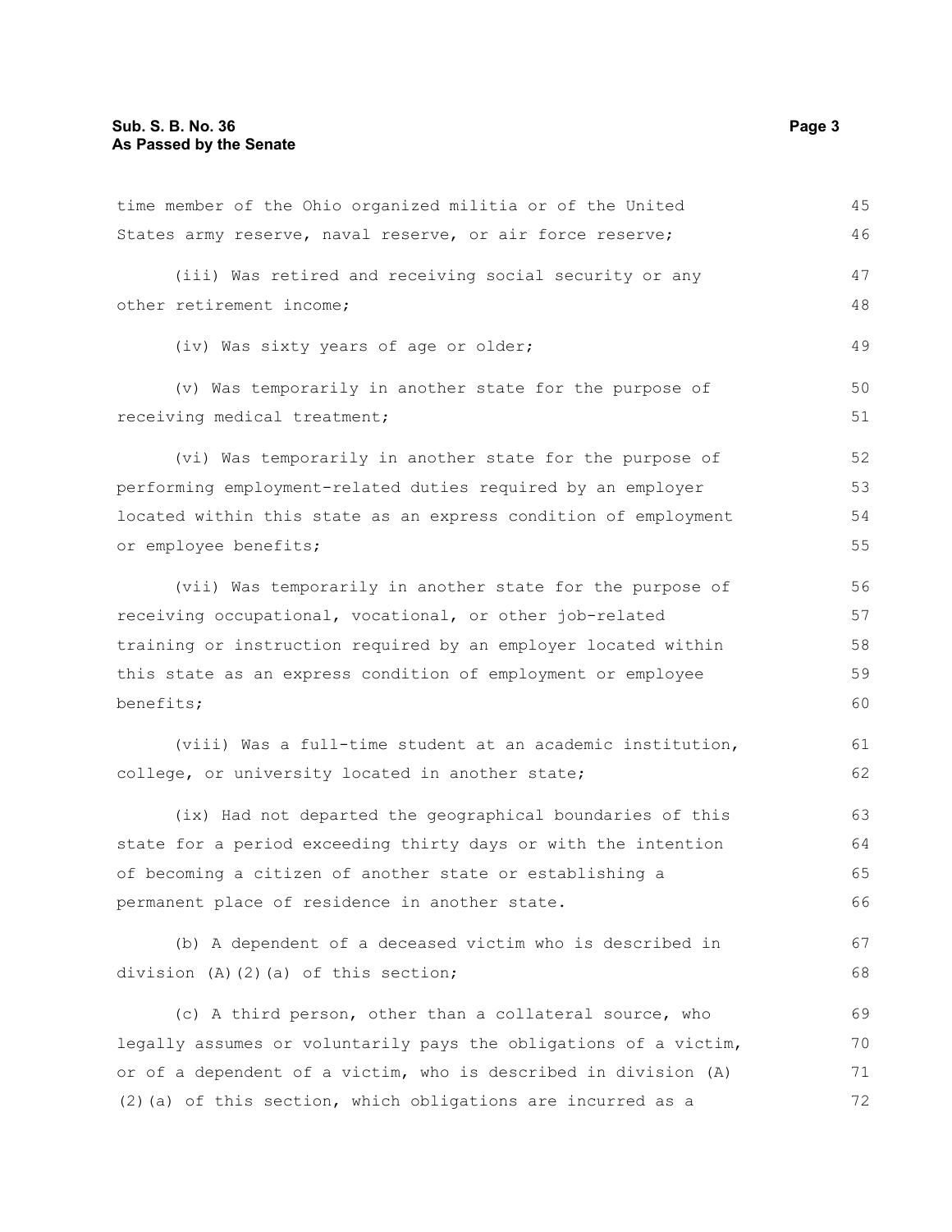time member of the Ohio organized militia or of the United States army reserve, naval reserve, or air force reserve;

(iii) Was retired and receiving social security or any other retirement income;

(iv) Was sixty years of age or older;

(v) Was temporarily in another state for the purpose of receiving medical treatment;

(vi) Was temporarily in another state for the purpose of performing employment-related duties required by an employer located within this state as an express condition of employment or employee benefits;

(vii) Was temporarily in another state for the purpose of receiving occupational, vocational, or other job-related training or instruction required by an employer located within this state as an express condition of employment or employee benefits;

(viii) Was a full-time student at an academic institution, college, or university located in another state;

(ix) Had not departed the geographical boundaries of this state for a period exceeding thirty days or with the intention of becoming a citizen of another state or establishing a permanent place of residence in another state.

(b) A dependent of a deceased victim who is described in division (A)(2)(a) of this section;

(c) A third person, other than a collateral source, who legally assumes or voluntarily pays the obligations of a victim, or of a dependent of a victim, who is described in division (A)(2)(a) of this section, which obligations are incurred as a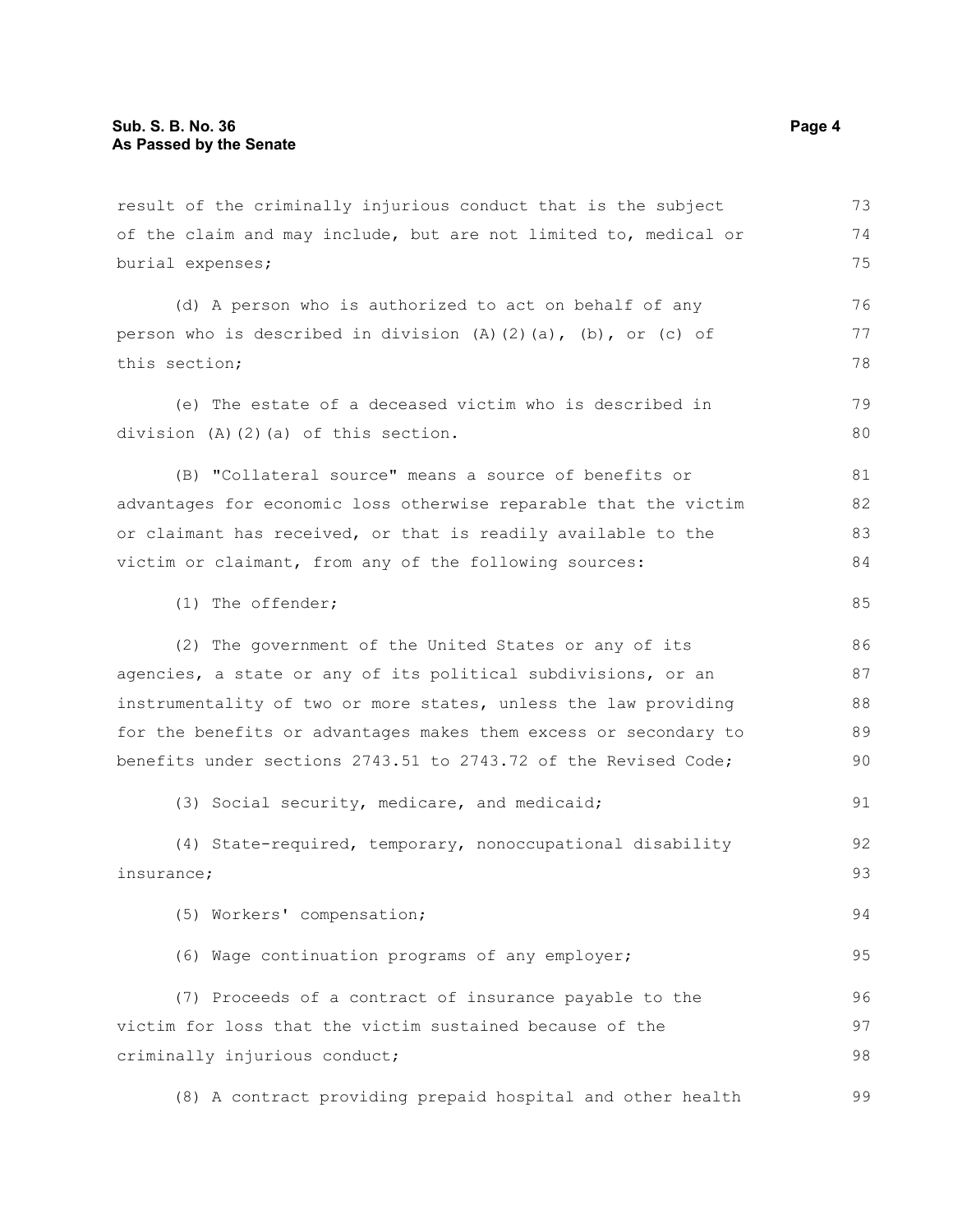result of the criminally injurious conduct that is the subject of the claim and may include, but are not limited to, medical or burial expenses;

(d) A person who is authorized to act on behalf of any person who is described in division (A)(2)(a), (b), or (c) of this section;

(e) The estate of a deceased victim who is described in division (A)(2)(a) of this section.

(B) "Collateral source" means a source of benefits or advantages for economic loss otherwise reparable that the victim or claimant has received, or that is readily available to the victim or claimant, from any of the following sources:

(1) The offender;

(2) The government of the United States or any of its agencies, a state or any of its political subdivisions, or an instrumentality of two or more states, unless the law providing for the benefits or advantages makes them excess or secondary to benefits under sections 2743.51 to 2743.72 of the Revised Code;

(3) Social security, medicare, and medicaid;

(4) State-required, temporary, nonoccupational disability insurance;

(5) Workers' compensation;

(6) Wage continuation programs of any employer;

(7) Proceeds of a contract of insurance payable to the victim for loss that the victim sustained because of the criminally injurious conduct;

(8) A contract providing prepaid hospital and other health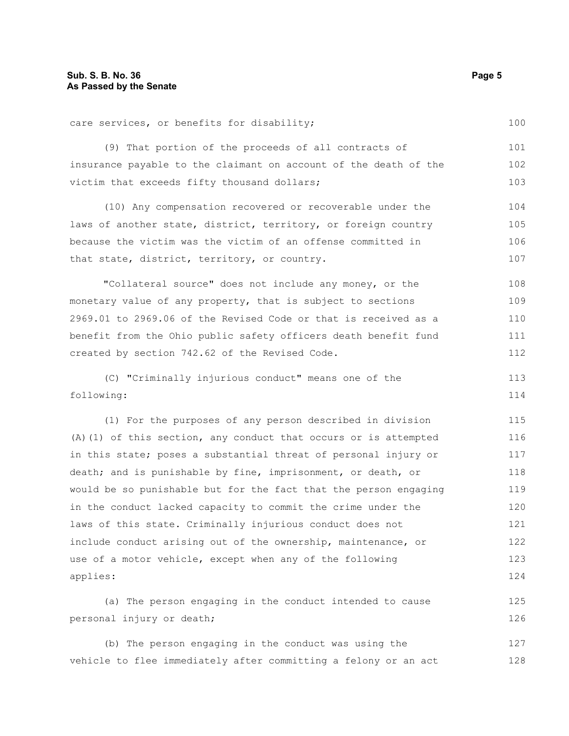care services, or benefits for disability;

(9) That portion of the proceeds of all contracts of insurance payable to the claimant on account of the death of the victim that exceeds fifty thousand dollars;

(10) Any compensation recovered or recoverable under the laws of another state, district, territory, or foreign country because the victim was the victim of an offense committed in that state, district, territory, or country.

"Collateral source" does not include any money, or the monetary value of any property, that is subject to sections 2969.01 to 2969.06 of the Revised Code or that is received as a benefit from the Ohio public safety officers death benefit fund created by section 742.62 of the Revised Code.

(C) "Criminally injurious conduct" means one of the following:

(1) For the purposes of any person described in division (A)(1) of this section, any conduct that occurs or is attempted in this state; poses a substantial threat of personal injury or death; and is punishable by fine, imprisonment, or death, or would be so punishable but for the fact that the person engaging in the conduct lacked capacity to commit the crime under the laws of this state. Criminally injurious conduct does not include conduct arising out of the ownership, maintenance, or use of a motor vehicle, except when any of the following applies:

(a) The person engaging in the conduct intended to cause personal injury or death;

(b) The person engaging in the conduct was using the vehicle to flee immediately after committing a felony or an act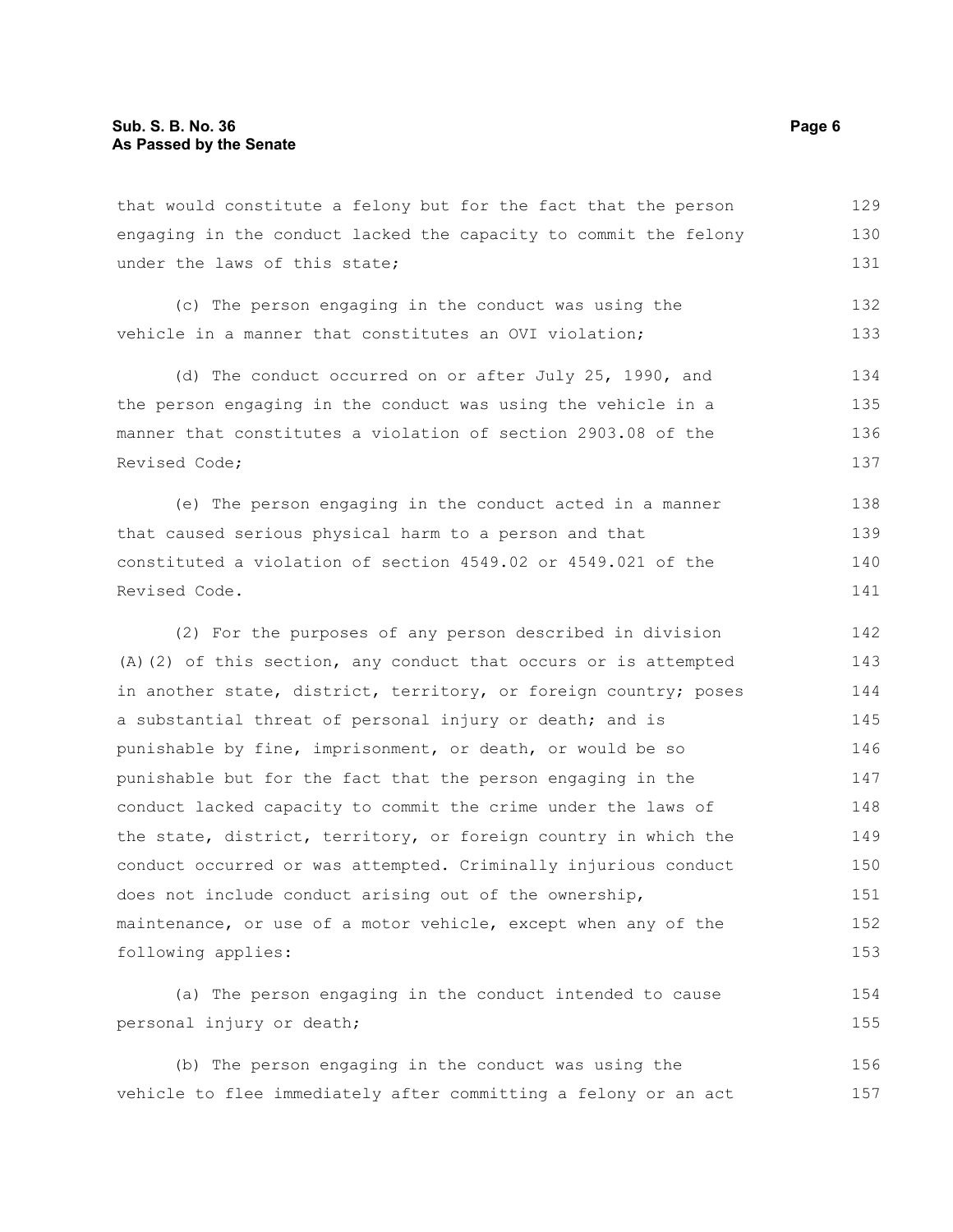that would constitute a felony but for the fact that the person engaging in the conduct lacked the capacity to commit the felony under the laws of this state;

(c) The person engaging in the conduct was using the vehicle in a manner that constitutes an OVI violation;

(d) The conduct occurred on or after July 25, 1990, and the person engaging in the conduct was using the vehicle in a manner that constitutes a violation of section 2903.08 of the Revised Code;

(e) The person engaging in the conduct acted in a manner that caused serious physical harm to a person and that constituted a violation of section 4549.02 or 4549.021 of the Revised Code.

(2) For the purposes of any person described in division (A)(2) of this section, any conduct that occurs or is attempted in another state, district, territory, or foreign country; poses a substantial threat of personal injury or death; and is punishable by fine, imprisonment, or death, or would be so punishable but for the fact that the person engaging in the conduct lacked capacity to commit the crime under the laws of the state, district, territory, or foreign country in which the conduct occurred or was attempted. Criminally injurious conduct does not include conduct arising out of the ownership, maintenance, or use of a motor vehicle, except when any of the following applies:

(a) The person engaging in the conduct intended to cause personal injury or death;

(b) The person engaging in the conduct was using the vehicle to flee immediately after committing a felony or an act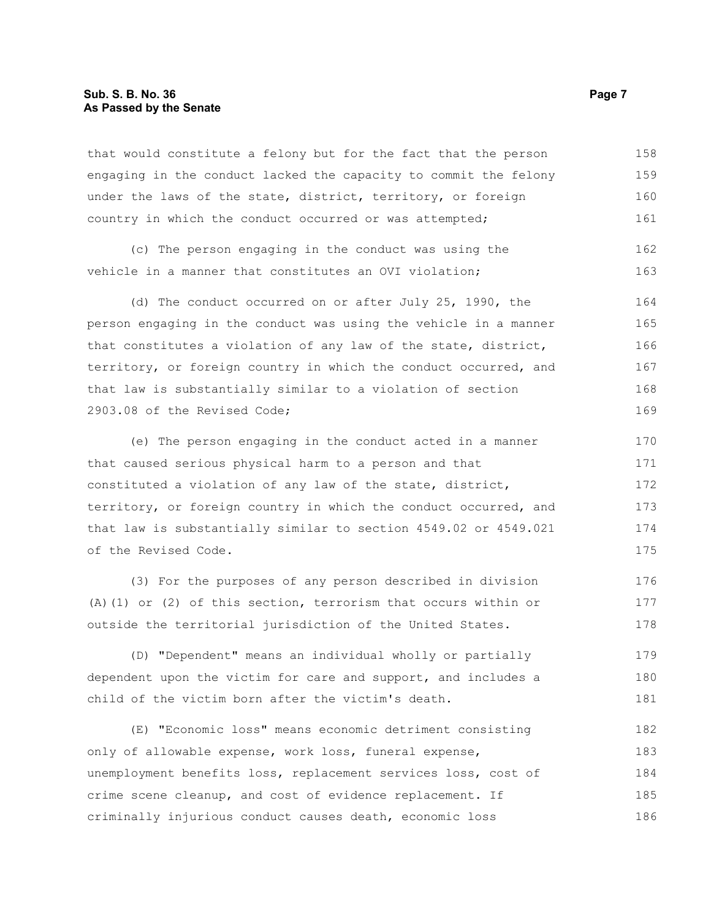that would constitute a felony but for the fact that the person engaging in the conduct lacked the capacity to commit the felony under the laws of the state, district, territory, or foreign country in which the conduct occurred or was attempted;

(c) The person engaging in the conduct was using the vehicle in a manner that constitutes an OVI violation;

(d) The conduct occurred on or after July 25, 1990, the person engaging in the conduct was using the vehicle in a manner that constitutes a violation of any law of the state, district, territory, or foreign country in which the conduct occurred, and that law is substantially similar to a violation of section 2903.08 of the Revised Code;

(e) The person engaging in the conduct acted in a manner that caused serious physical harm to a person and that constituted a violation of any law of the state, district, territory, or foreign country in which the conduct occurred, and that law is substantially similar to section 4549.02 or 4549.021 of the Revised Code.

(3) For the purposes of any person described in division (A)(1) or (2) of this section, terrorism that occurs within or outside the territorial jurisdiction of the United States.

(D) "Dependent" means an individual wholly or partially dependent upon the victim for care and support, and includes a child of the victim born after the victim's death.

(E) "Economic loss" means economic detriment consisting only of allowable expense, work loss, funeral expense, unemployment benefits loss, replacement services loss, cost of crime scene cleanup, and cost of evidence replacement. If criminally injurious conduct causes death, economic loss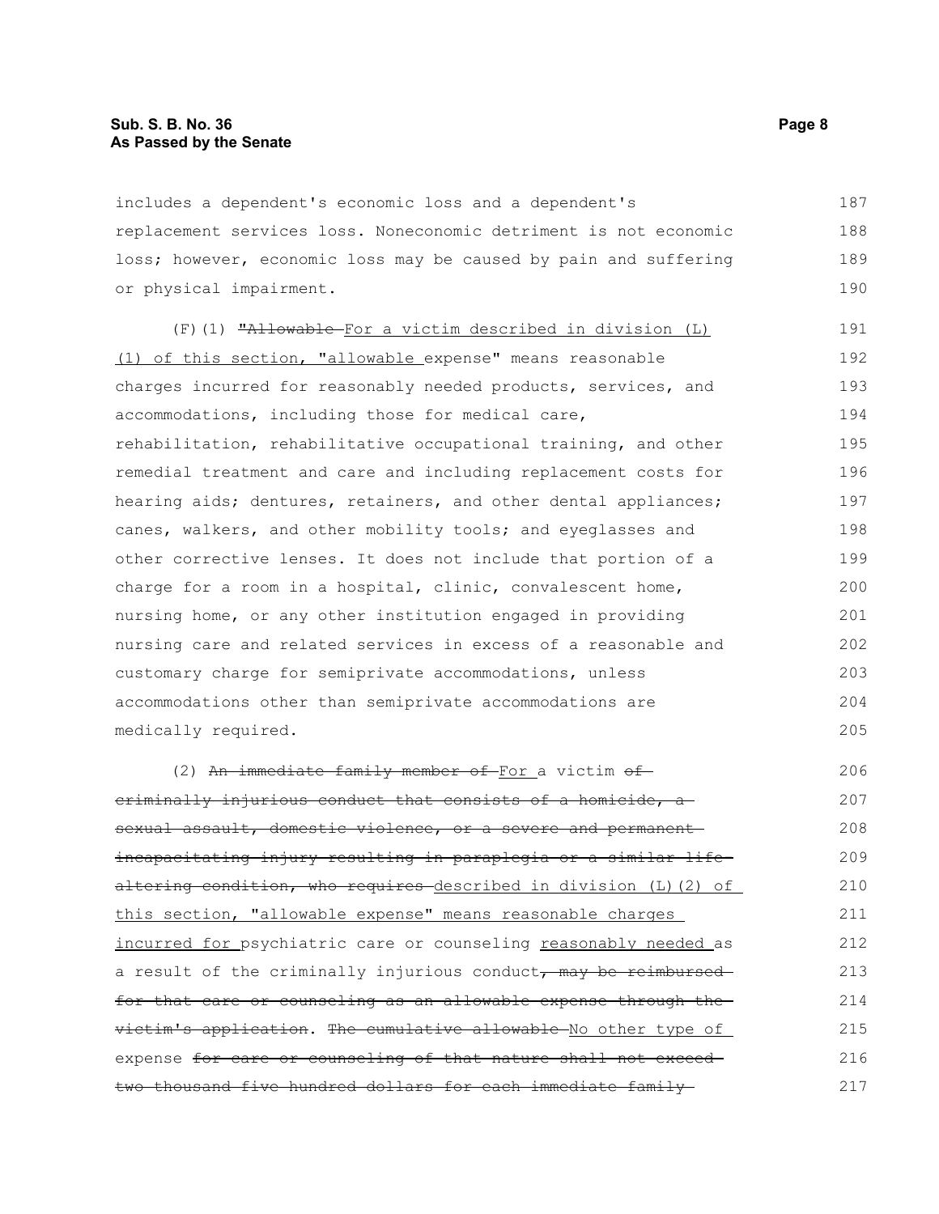includes a dependent's economic loss and a dependent's replacement services loss. Noneconomic detriment is not economic loss; however, economic loss may be caused by pain and suffering or physical impairment.

(F)(1) ~~"Allowable~~ For a victim described in division (L)(1) of this section, "allowable expense" means reasonable charges incurred for reasonably needed products, services, and accommodations, including those for medical care, rehabilitation, rehabilitative occupational training, and other remedial treatment and care and including replacement costs for hearing aids; dentures, retainers, and other dental appliances; canes, walkers, and other mobility tools; and eyeglasses and other corrective lenses. It does not include that portion of a charge for a room in a hospital, clinic, convalescent home, nursing home, or any other institution engaged in providing nursing care and related services in excess of a reasonable and customary charge for semiprivate accommodations, unless accommodations other than semiprivate accommodations are medically required.

(2) ~~An immediate family member of~~ For a victim ~~of criminally injurious conduct that consists of a homicide, a sexual assault, domestic violence, or a severe and permanent incapacitating injury resulting in paraplegia or a similar life-altering condition, who requires~~ described in division (L)(2) of this section, "allowable expense" means reasonable charges incurred for psychiatric care or counseling reasonably needed as a result of the criminally injurious conduct~~, may be reimbursed for that care or counseling as an allowable expense through the victim's application~~. ~~The cumulative allowable~~ No other type of expense ~~for care or counseling of that nature shall not exceed two thousand five hundred dollars for each immediate family~~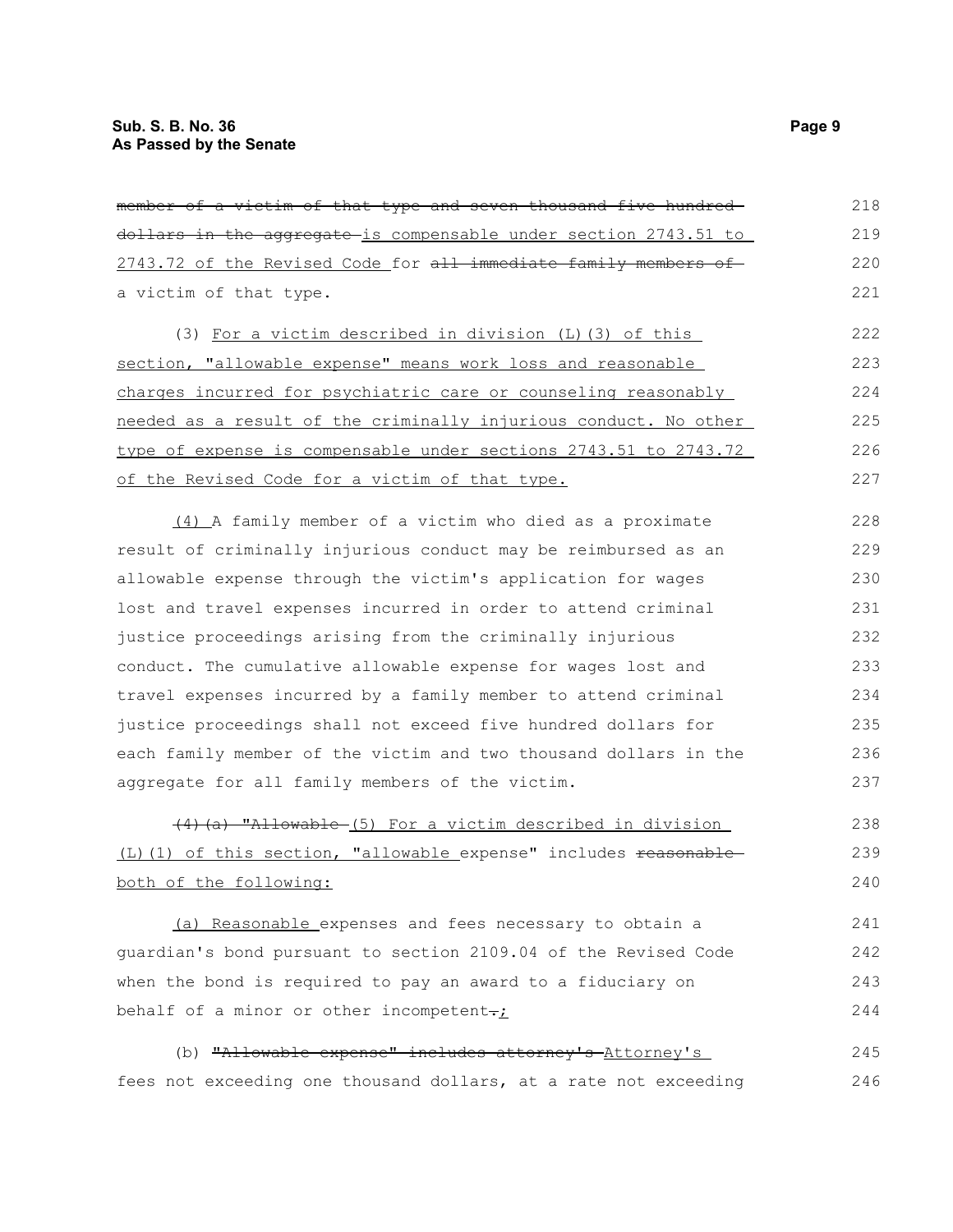~~member of a victim of that type and seven thousand five hundred dollars in the aggregate~~ is compensable under section 2743.51 to 2743.72 of the Revised Code for ~~all immediate family members of~~ a victim of that type.

(3) For a victim described in division (L)(3) of this section, "allowable expense" means work loss and reasonable charges incurred for psychiatric care or counseling reasonably needed as a result of the criminally injurious conduct. No other type of expense is compensable under sections 2743.51 to 2743.72 of the Revised Code for a victim of that type.

(4) A family member of a victim who died as a proximate result of criminally injurious conduct may be reimbursed as an allowable expense through the victim's application for wages lost and travel expenses incurred in order to attend criminal justice proceedings arising from the criminally injurious conduct. The cumulative allowable expense for wages lost and travel expenses incurred by a family member to attend criminal justice proceedings shall not exceed five hundred dollars for each family member of the victim and two thousand dollars in the aggregate for all family members of the victim.

~~(4)(a) "Allowable~~ (5) For a victim described in division (L)(1) of this section, "allowable expense" includes ~~reasonable~~ both of the following:

(a) Reasonable expenses and fees necessary to obtain a guardian's bond pursuant to section 2109.04 of the Revised Code when the bond is required to pay an award to a fiduciary on behalf of a minor or other incompetent~~.~~;

(b) ~~"Allowable expense" includes attorney's~~ Attorney's fees not exceeding one thousand dollars, at a rate not exceeding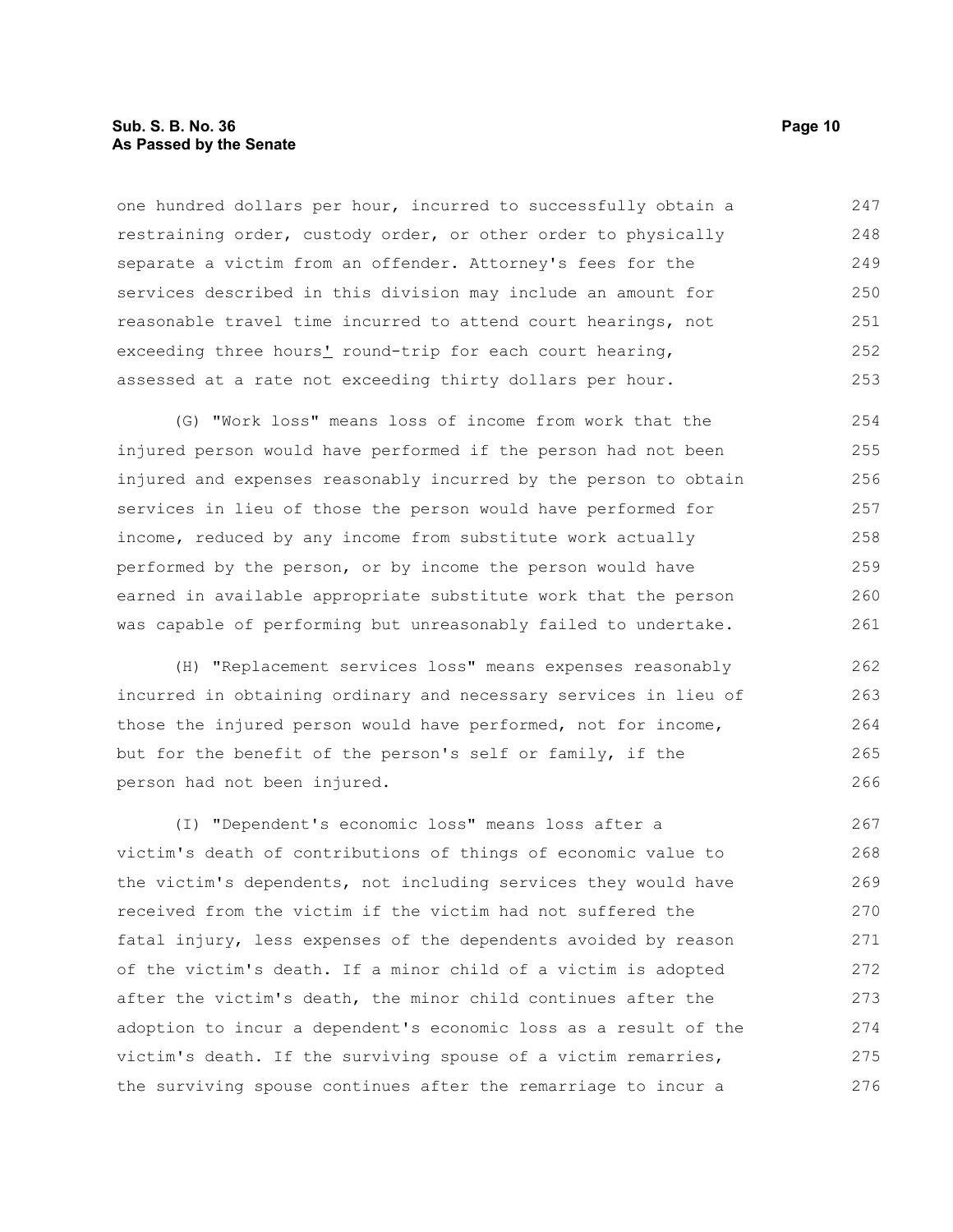one hundred dollars per hour, incurred to successfully obtain a restraining order, custody order, or other order to physically separate a victim from an offender. Attorney's fees for the services described in this division may include an amount for reasonable travel time incurred to attend court hearings, not exceeding three hours' round-trip for each court hearing, assessed at a rate not exceeding thirty dollars per hour.

(G) "Work loss" means loss of income from work that the injured person would have performed if the person had not been injured and expenses reasonably incurred by the person to obtain services in lieu of those the person would have performed for income, reduced by any income from substitute work actually performed by the person, or by income the person would have earned in available appropriate substitute work that the person was capable of performing but unreasonably failed to undertake.

(H) "Replacement services loss" means expenses reasonably incurred in obtaining ordinary and necessary services in lieu of those the injured person would have performed, not for income, but for the benefit of the person's self or family, if the person had not been injured.

(I) "Dependent's economic loss" means loss after a victim's death of contributions of things of economic value to the victim's dependents, not including services they would have received from the victim if the victim had not suffered the fatal injury, less expenses of the dependents avoided by reason of the victim's death. If a minor child of a victim is adopted after the victim's death, the minor child continues after the adoption to incur a dependent's economic loss as a result of the victim's death. If the surviving spouse of a victim remarries, the surviving spouse continues after the remarriage to incur a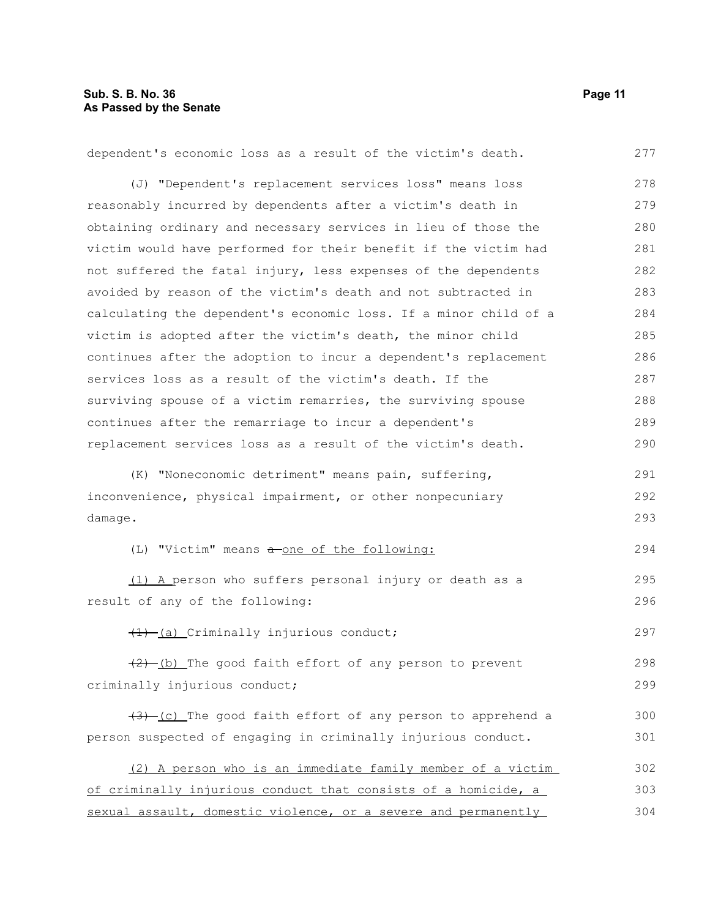dependent's economic loss as a result of the victim's death.

(J) "Dependent's replacement services loss" means loss reasonably incurred by dependents after a victim's death in obtaining ordinary and necessary services in lieu of those the victim would have performed for their benefit if the victim had not suffered the fatal injury, less expenses of the dependents avoided by reason of the victim's death and not subtracted in calculating the dependent's economic loss. If a minor child of a victim is adopted after the victim's death, the minor child continues after the adoption to incur a dependent's replacement services loss as a result of the victim's death. If the surviving spouse of a victim remarries, the surviving spouse continues after the remarriage to incur a dependent's replacement services loss as a result of the victim's death.

(K) "Noneconomic detriment" means pain, suffering, inconvenience, physical impairment, or other nonpecuniary damage.

(L) "Victim" means ~~a~~ one of the following:

(1) A person who suffers personal injury or death as a result of any of the following:

~~(1)~~ (a) Criminally injurious conduct;

~~(2)~~ (b) The good faith effort of any person to prevent criminally injurious conduct;

~~(3)~~ (c) The good faith effort of any person to apprehend a person suspected of engaging in criminally injurious conduct.

(2) A person who is an immediate family member of a victim of criminally injurious conduct that consists of a homicide, a sexual assault, domestic violence, or a severe and permanently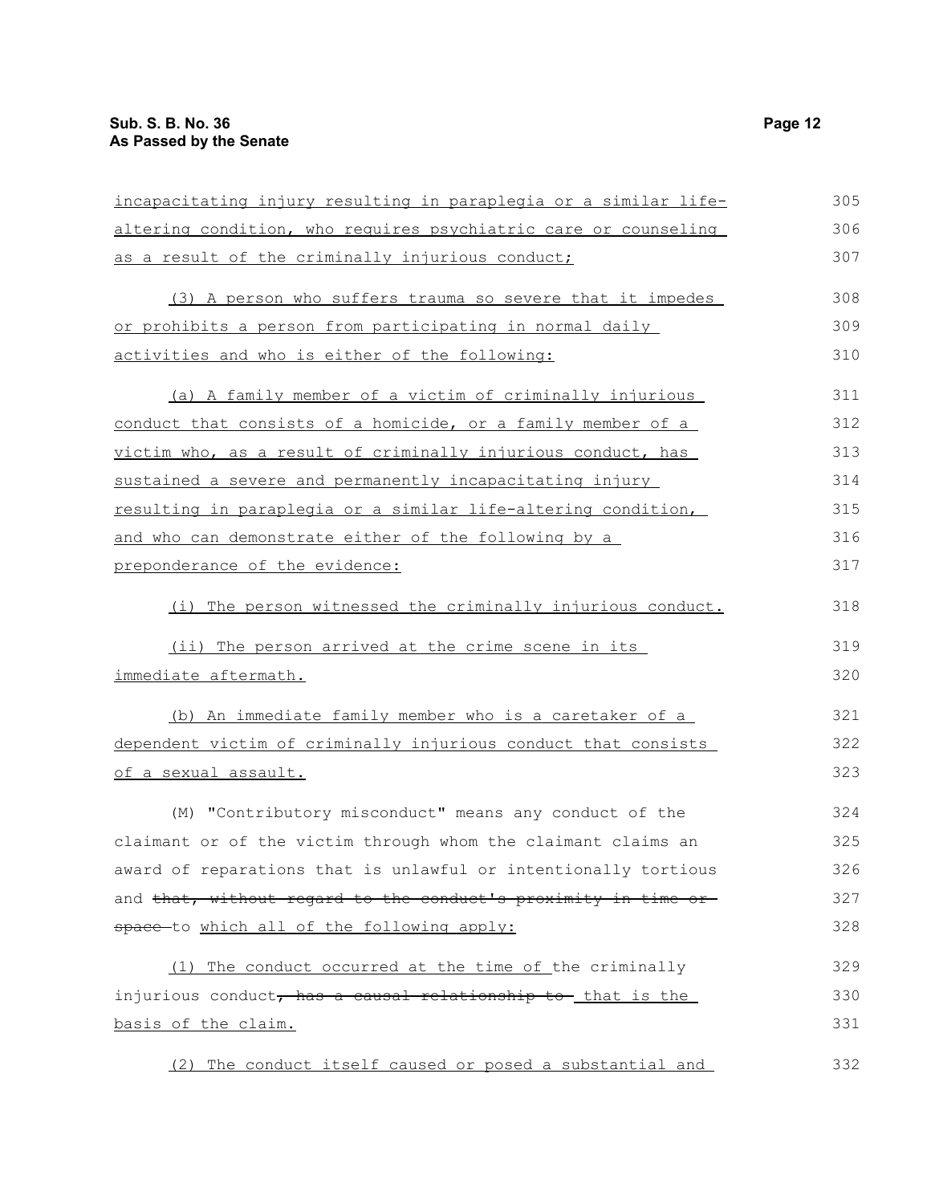incapacitating injury resulting in paraplegia or a similar life-altering condition, who requires psychiatric care or counseling as a result of the criminally injurious conduct;

(3) A person who suffers trauma so severe that it impedes or prohibits a person from participating in normal daily activities and who is either of the following:

(a) A family member of a victim of criminally injurious conduct that consists of a homicide, or a family member of a victim who, as a result of criminally injurious conduct, has sustained a severe and permanently incapacitating injury resulting in paraplegia or a similar life-altering condition, and who can demonstrate either of the following by a preponderance of the evidence:

(i) The person witnessed the criminally injurious conduct.

(ii) The person arrived at the crime scene in its immediate aftermath.

(b) An immediate family member who is a caretaker of a dependent victim of criminally injurious conduct that consists of a sexual assault.

(M) "Contributory misconduct" means any conduct of the claimant or of the victim through whom the claimant claims an award of reparations that is unlawful or intentionally tortious and ~~that, without regard to the conduct's proximity in time or space~~ to which all of the following apply:

(1) The conduct occurred at the time of the criminally injurious conduct~~, has a causal relationship to~~ that is the basis of the claim.

(2) The conduct itself caused or posed a substantial and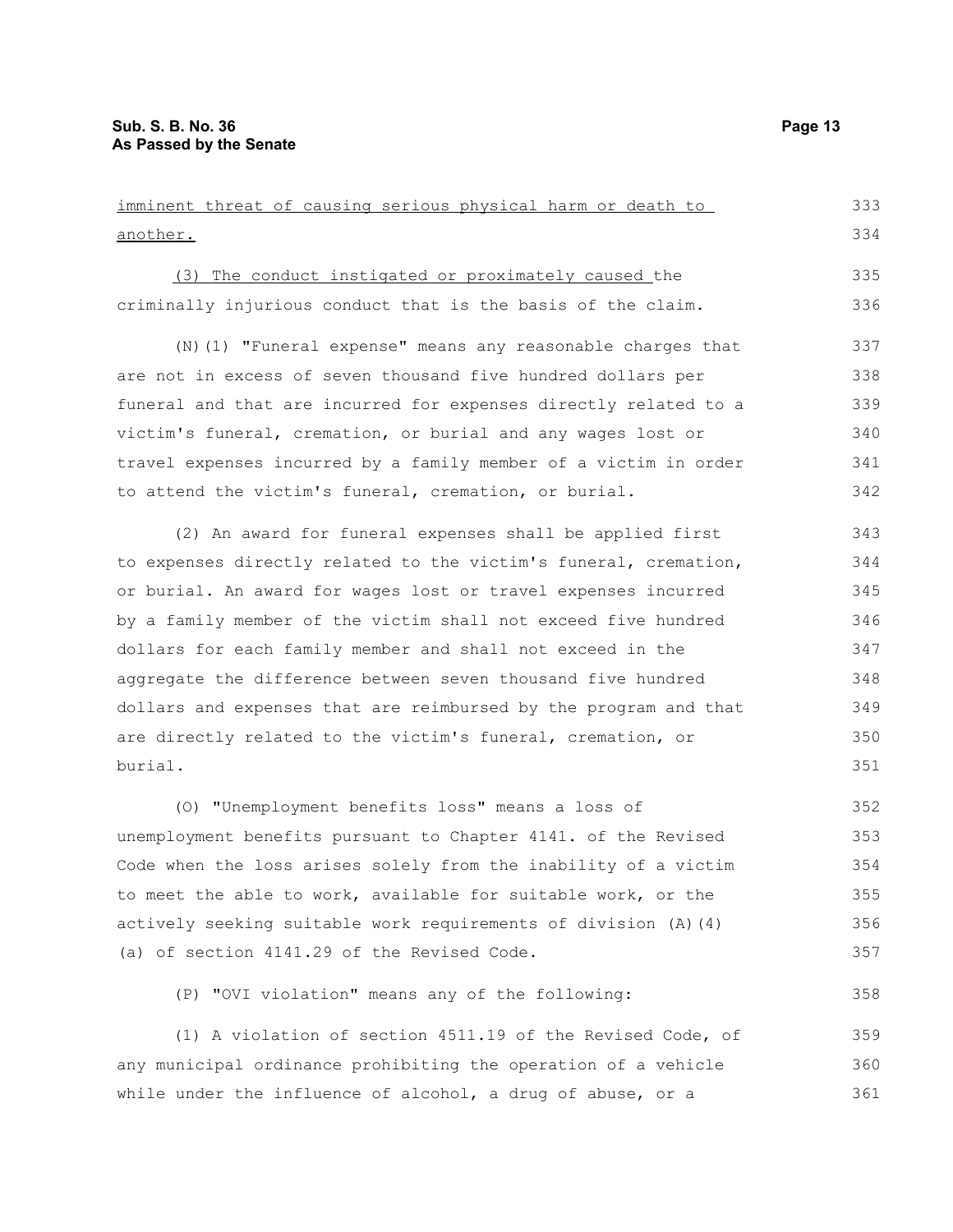imminent threat of causing serious physical harm or death to another.

(3) The conduct instigated or proximately caused the criminally injurious conduct that is the basis of the claim.

(N)(1) "Funeral expense" means any reasonable charges that are not in excess of seven thousand five hundred dollars per funeral and that are incurred for expenses directly related to a victim's funeral, cremation, or burial and any wages lost or travel expenses incurred by a family member of a victim in order to attend the victim's funeral, cremation, or burial.

(2) An award for funeral expenses shall be applied first to expenses directly related to the victim's funeral, cremation, or burial. An award for wages lost or travel expenses incurred by a family member of the victim shall not exceed five hundred dollars for each family member and shall not exceed in the aggregate the difference between seven thousand five hundred dollars and expenses that are reimbursed by the program and that are directly related to the victim's funeral, cremation, or burial.

(O) "Unemployment benefits loss" means a loss of unemployment benefits pursuant to Chapter 4141. of the Revised Code when the loss arises solely from the inability of a victim to meet the able to work, available for suitable work, or the actively seeking suitable work requirements of division (A)(4)(a) of section 4141.29 of the Revised Code.

(P) "OVI violation" means any of the following:

(1) A violation of section 4511.19 of the Revised Code, of any municipal ordinance prohibiting the operation of a vehicle while under the influence of alcohol, a drug of abuse, or a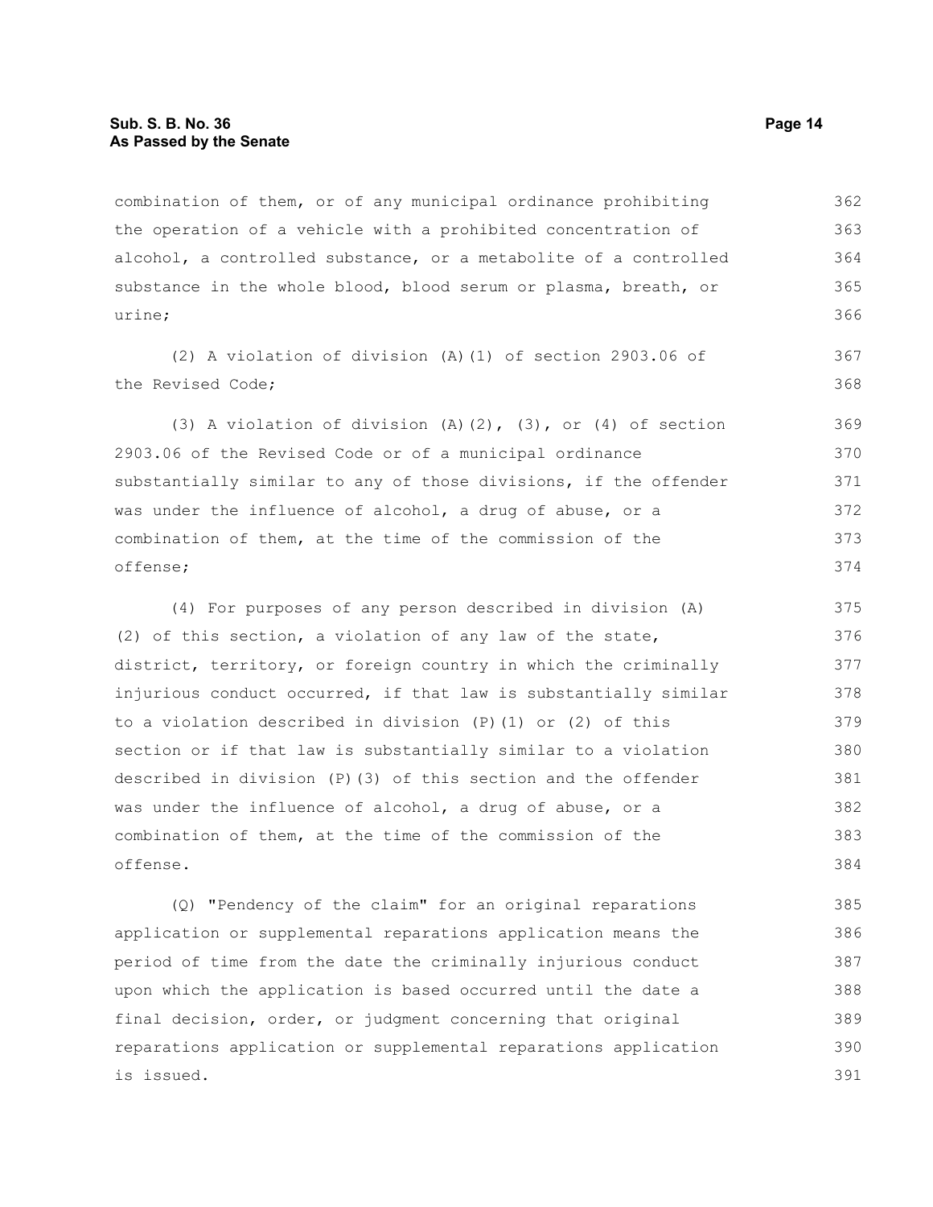combination of them, or of any municipal ordinance prohibiting the operation of a vehicle with a prohibited concentration of alcohol, a controlled substance, or a metabolite of a controlled substance in the whole blood, blood serum or plasma, breath, or urine;

(2) A violation of division (A)(1) of section 2903.06 of the Revised Code;

(3) A violation of division (A)(2), (3), or (4) of section 2903.06 of the Revised Code or of a municipal ordinance substantially similar to any of those divisions, if the offender was under the influence of alcohol, a drug of abuse, or a combination of them, at the time of the commission of the offense;

(4) For purposes of any person described in division (A)(2) of this section, a violation of any law of the state, district, territory, or foreign country in which the criminally injurious conduct occurred, if that law is substantially similar to a violation described in division (P)(1) or (2) of this section or if that law is substantially similar to a violation described in division (P)(3) of this section and the offender was under the influence of alcohol, a drug of abuse, or a combination of them, at the time of the commission of the offense.

(Q) "Pendency of the claim" for an original reparations application or supplemental reparations application means the period of time from the date the criminally injurious conduct upon which the application is based occurred until the date a final decision, order, or judgment concerning that original reparations application or supplemental reparations application is issued.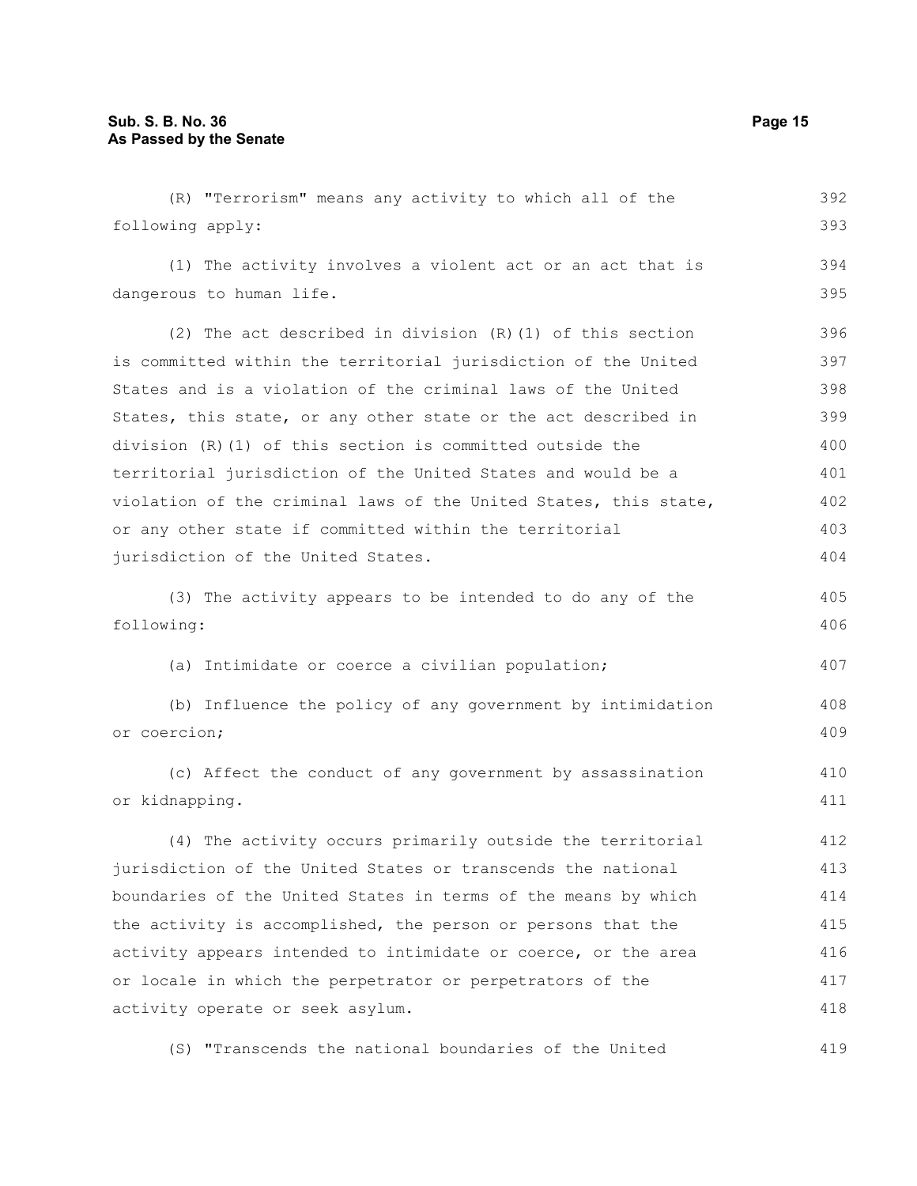(R) "Terrorism" means any activity to which all of the following apply:

(1) The activity involves a violent act or an act that is dangerous to human life.

(2) The act described in division (R)(1) of this section is committed within the territorial jurisdiction of the United States and is a violation of the criminal laws of the United States, this state, or any other state or the act described in division (R)(1) of this section is committed outside the territorial jurisdiction of the United States and would be a violation of the criminal laws of the United States, this state, or any other state if committed within the territorial jurisdiction of the United States.

(3) The activity appears to be intended to do any of the following:

(a) Intimidate or coerce a civilian population;

(b) Influence the policy of any government by intimidation or coercion;

(c) Affect the conduct of any government by assassination or kidnapping.

(4) The activity occurs primarily outside the territorial jurisdiction of the United States or transcends the national boundaries of the United States in terms of the means by which the activity is accomplished, the person or persons that the activity appears intended to intimidate or coerce, or the area or locale in which the perpetrator or perpetrators of the activity operate or seek asylum.

(S) "Transcends the national boundaries of the United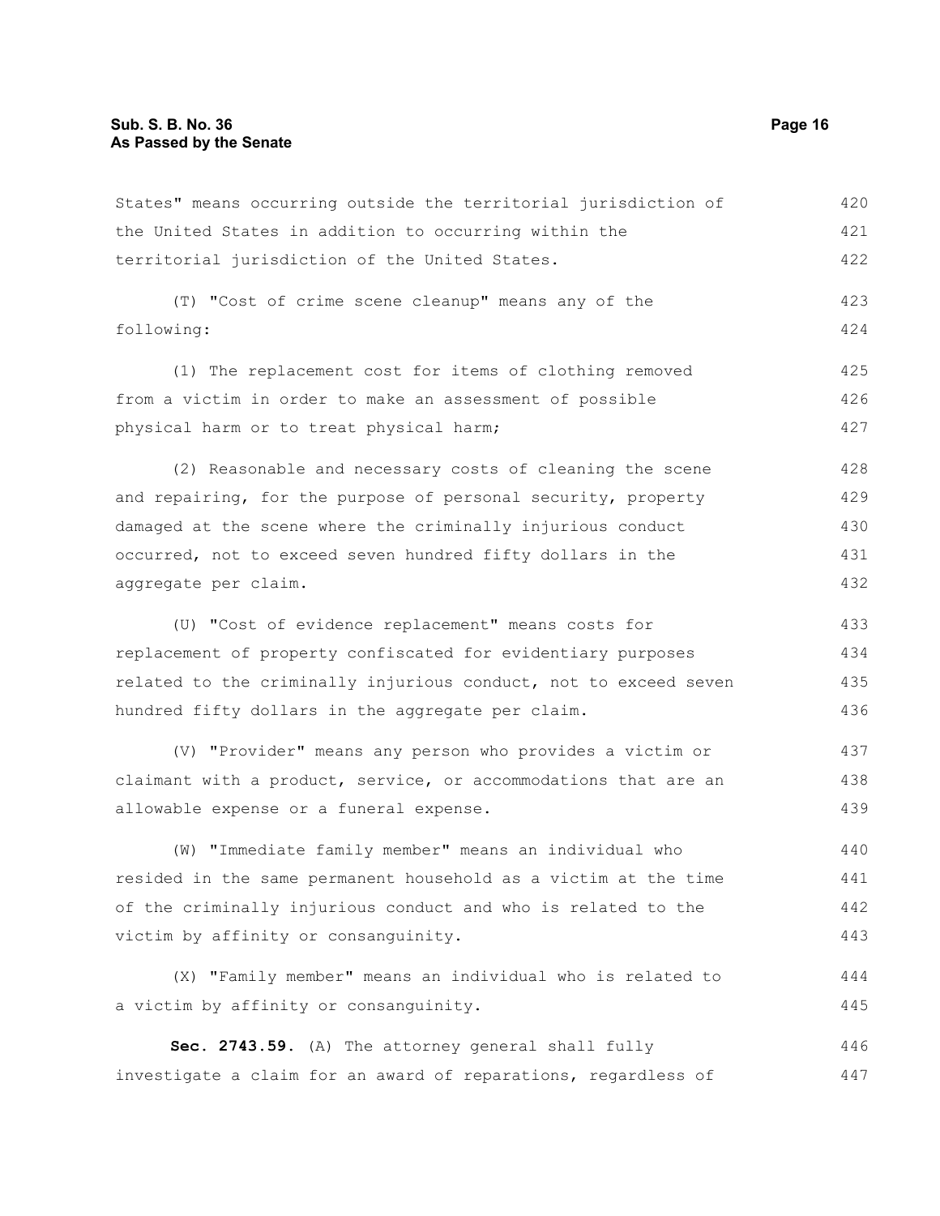States" means occurring outside the territorial jurisdiction of the United States in addition to occurring within the territorial jurisdiction of the United States.

(T) "Cost of crime scene cleanup" means any of the following:

(1) The replacement cost for items of clothing removed from a victim in order to make an assessment of possible physical harm or to treat physical harm;

(2) Reasonable and necessary costs of cleaning the scene and repairing, for the purpose of personal security, property damaged at the scene where the criminally injurious conduct occurred, not to exceed seven hundred fifty dollars in the aggregate per claim.

(U) "Cost of evidence replacement" means costs for replacement of property confiscated for evidentiary purposes related to the criminally injurious conduct, not to exceed seven hundred fifty dollars in the aggregate per claim.

(V) "Provider" means any person who provides a victim or claimant with a product, service, or accommodations that are an allowable expense or a funeral expense.

(W) "Immediate family member" means an individual who resided in the same permanent household as a victim at the time of the criminally injurious conduct and who is related to the victim by affinity or consanguinity.

(X) "Family member" means an individual who is related to a victim by affinity or consanguinity.

**Sec. 2743.59.** (A) The attorney general shall fully investigate a claim for an award of reparations, regardless of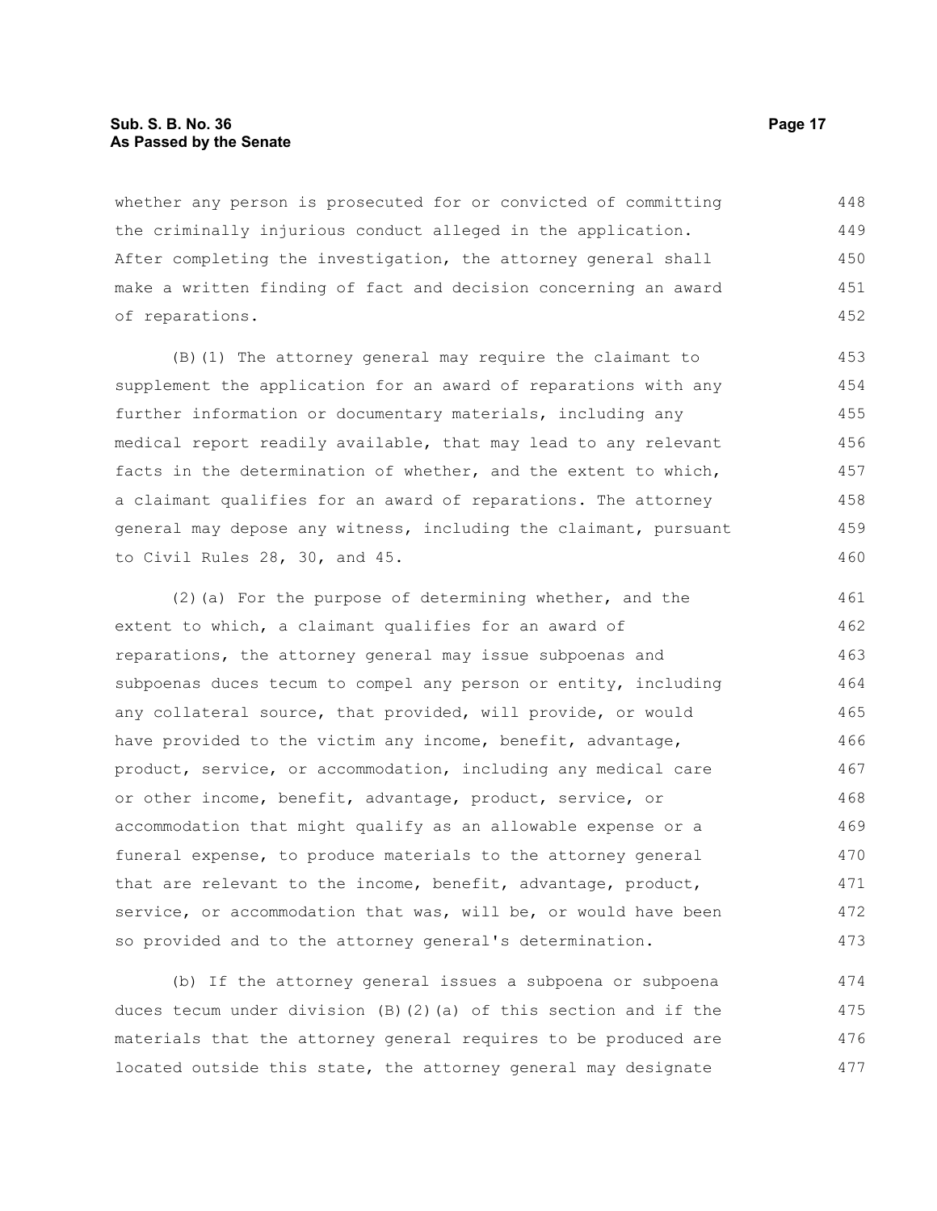whether any person is prosecuted for or convicted of committing the criminally injurious conduct alleged in the application. After completing the investigation, the attorney general shall make a written finding of fact and decision concerning an award of reparations.

(B)(1) The attorney general may require the claimant to supplement the application for an award of reparations with any further information or documentary materials, including any medical report readily available, that may lead to any relevant facts in the determination of whether, and the extent to which, a claimant qualifies for an award of reparations. The attorney general may depose any witness, including the claimant, pursuant to Civil Rules 28, 30, and 45.

(2)(a) For the purpose of determining whether, and the extent to which, a claimant qualifies for an award of reparations, the attorney general may issue subpoenas and subpoenas duces tecum to compel any person or entity, including any collateral source, that provided, will provide, or would have provided to the victim any income, benefit, advantage, product, service, or accommodation, including any medical care or other income, benefit, advantage, product, service, or accommodation that might qualify as an allowable expense or a funeral expense, to produce materials to the attorney general that are relevant to the income, benefit, advantage, product, service, or accommodation that was, will be, or would have been so provided and to the attorney general's determination.

(b) If the attorney general issues a subpoena or subpoena duces tecum under division (B)(2)(a) of this section and if the materials that the attorney general requires to be produced are located outside this state, the attorney general may designate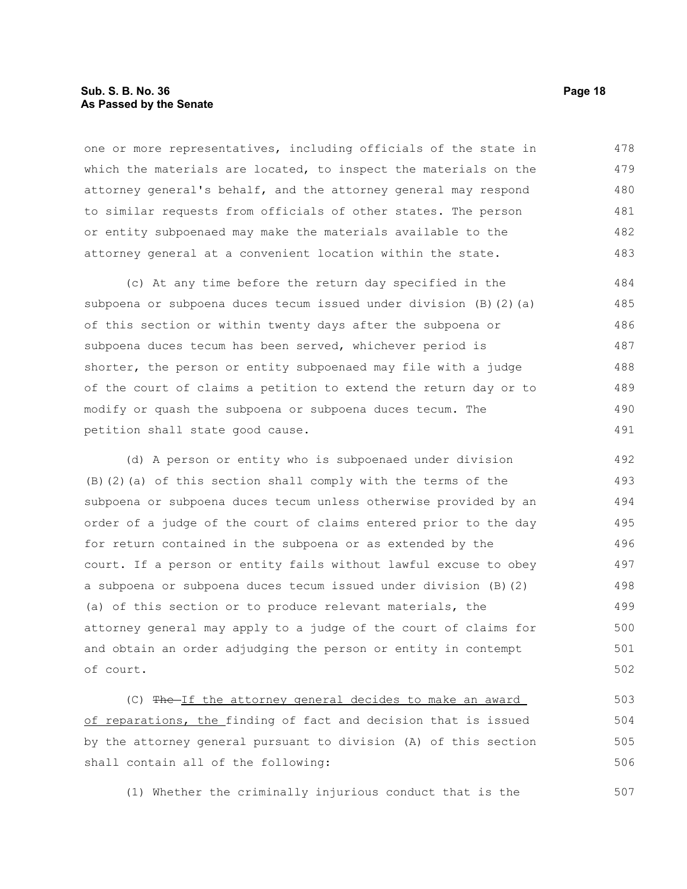one or more representatives, including officials of the state in which the materials are located, to inspect the materials on the attorney general's behalf, and the attorney general may respond to similar requests from officials of other states. The person or entity subpoenaed may make the materials available to the attorney general at a convenient location within the state.

(c) At any time before the return day specified in the subpoena or subpoena duces tecum issued under division (B)(2)(a) of this section or within twenty days after the subpoena or subpoena duces tecum has been served, whichever period is shorter, the person or entity subpoenaed may file with a judge of the court of claims a petition to extend the return day or to modify or quash the subpoena or subpoena duces tecum. The petition shall state good cause.

(d) A person or entity who is subpoenaed under division (B)(2)(a) of this section shall comply with the terms of the subpoena or subpoena duces tecum unless otherwise provided by an order of a judge of the court of claims entered prior to the day for return contained in the subpoena or as extended by the court. If a person or entity fails without lawful excuse to obey a subpoena or subpoena duces tecum issued under division (B)(2)(a) of this section or to produce relevant materials, the attorney general may apply to a judge of the court of claims for and obtain an order adjudging the person or entity in contempt of court.

(C) ~~The~~ If the attorney general decides to make an award of reparations, the finding of fact and decision that is issued by the attorney general pursuant to division (A) of this section shall contain all of the following:

(1) Whether the criminally injurious conduct that is the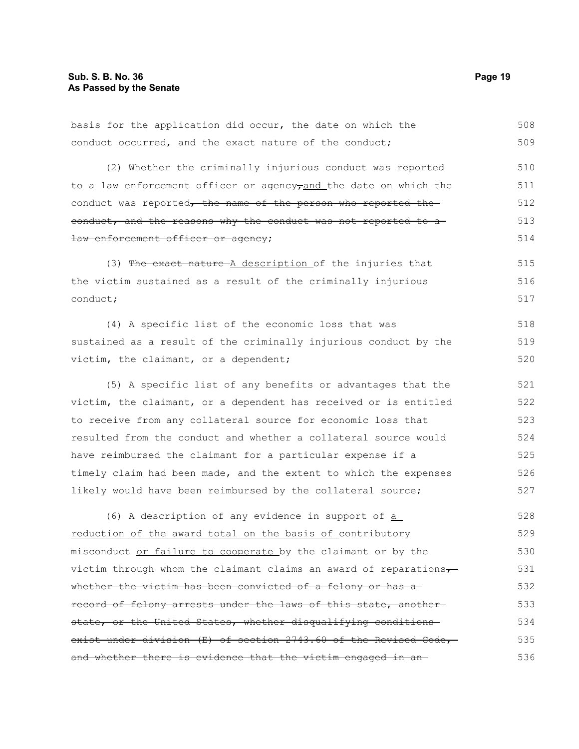basis for the application did occur, the date on which the conduct occurred, and the exact nature of the conduct;

(2) Whether the criminally injurious conduct was reported to a law enforcement officer or agency~~,~~and the date on which the conduct was reported~~, the name of the person who reported the conduct, and the reasons why the conduct was not reported to a law enforcement officer or agency~~;

(3) ~~The exact nature~~ A description of the injuries that the victim sustained as a result of the criminally injurious conduct;

(4) A specific list of the economic loss that was sustained as a result of the criminally injurious conduct by the victim, the claimant, or a dependent;

(5) A specific list of any benefits or advantages that the victim, the claimant, or a dependent has received or is entitled to receive from any collateral source for economic loss that resulted from the conduct and whether a collateral source would have reimbursed the claimant for a particular expense if a timely claim had been made, and the extent to which the expenses likely would have been reimbursed by the collateral source;

(6) A description of any evidence in support of a reduction of the award total on the basis of contributory misconduct or failure to cooperate by the claimant or by the victim through whom the claimant claims an award of reparations~~, whether the victim has been convicted of a felony or has a record of felony arrests under the laws of this state, another state, or the United States, whether disqualifying conditions exist under division (E) of section 2743.60 of the Revised Code, and whether there is evidence that the victim engaged in an~~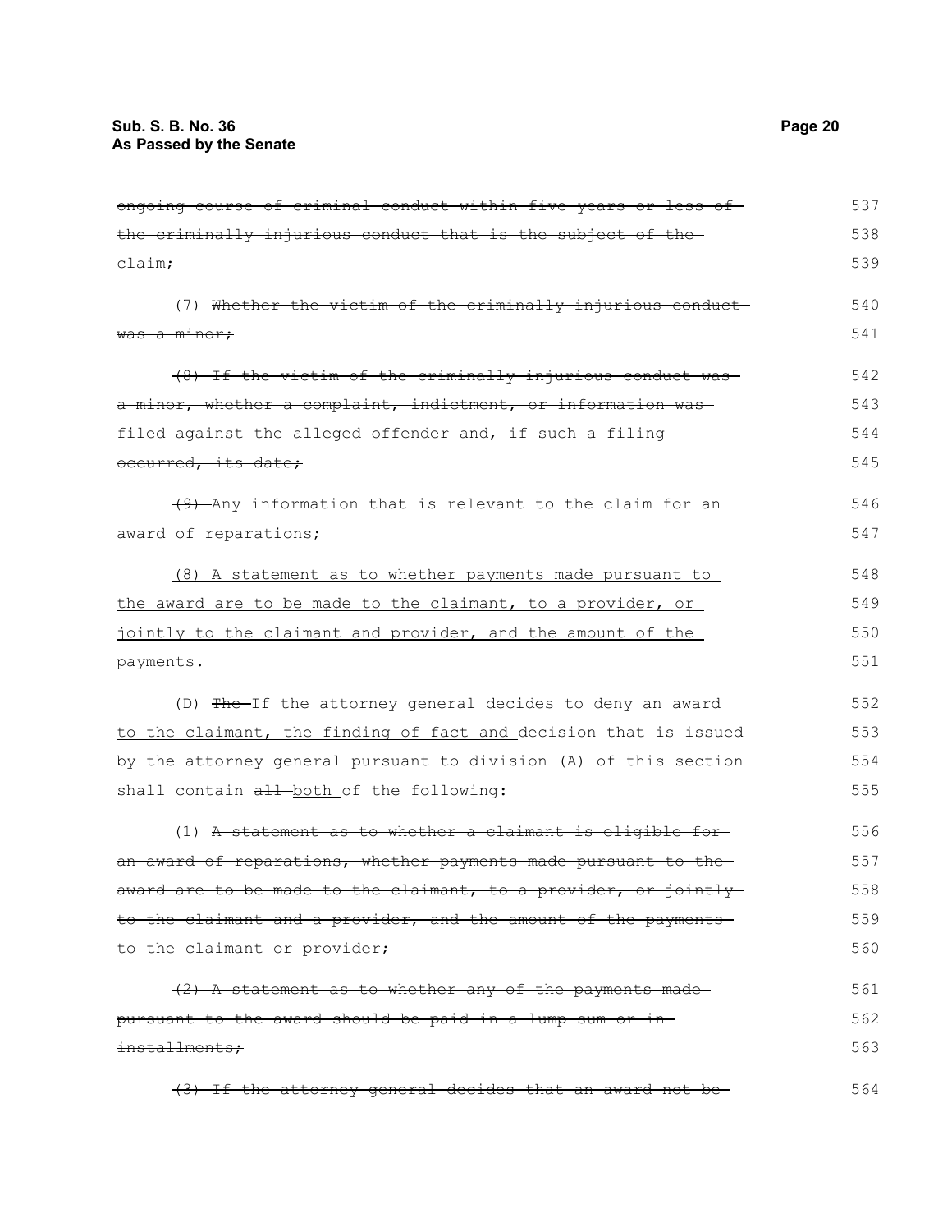~~ongoing course of criminal conduct within five years or less of the criminally injurious conduct that is the subject of the claim~~;

(7) ~~Whether the victim of the criminally injurious conduct was a minor;~~

~~(8) If the victim of the criminally injurious conduct was a minor, whether a complaint, indictment, or information was filed against the alleged offender and, if such a filing occurred, its date;~~

~~(9)~~ Any information that is relevant to the claim for an award of reparations<u>;</u>

<u>(8) A statement as to whether payments made pursuant to the award are to be made to the claimant, to a provider, or jointly to the claimant and provider, and the amount of the payments</u>.

(D) ~~The~~ <u>If the attorney general decides to deny an award to the claimant, the finding of fact and</u> decision that is issued by the attorney general pursuant to division (A) of this section shall contain ~~all~~ <u>both</u> of the following:

(1) ~~A statement as to whether a claimant is eligible for an award of reparations, whether payments made pursuant to the award are to be made to the claimant, to a provider, or jointly to the claimant and a provider, and the amount of the payments to the claimant or provider;~~

~~(2) A statement as to whether any of the payments made pursuant to the award should be paid in a lump sum or in installments;~~

~~(3) If the attorney general decides that an award not be~~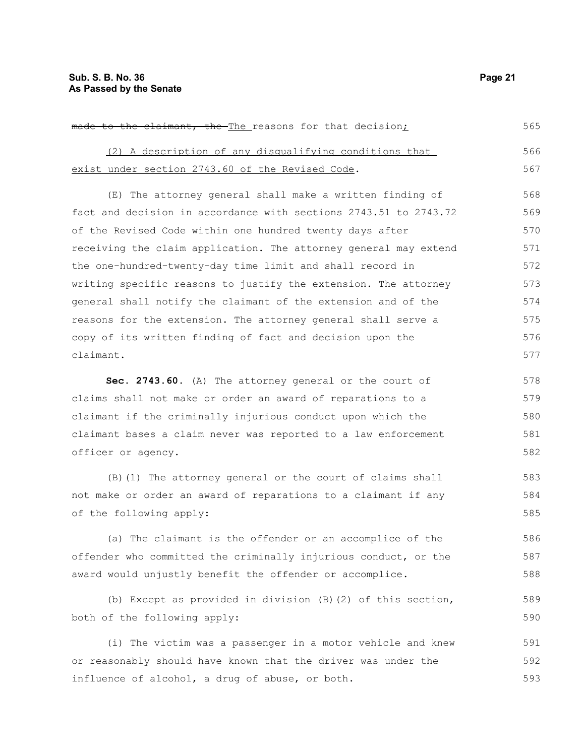~~made to the claimant, the~~ The reasons for that decision;

(2) A description of any disqualifying conditions that exist under section 2743.60 of the Revised Code.

(E) The attorney general shall make a written finding of fact and decision in accordance with sections 2743.51 to 2743.72 of the Revised Code within one hundred twenty days after receiving the claim application. The attorney general may extend the one-hundred-twenty-day time limit and shall record in writing specific reasons to justify the extension. The attorney general shall notify the claimant of the extension and of the reasons for the extension. The attorney general shall serve a copy of its written finding of fact and decision upon the claimant.

**Sec. 2743.60.** (A) The attorney general or the court of claims shall not make or order an award of reparations to a claimant if the criminally injurious conduct upon which the claimant bases a claim never was reported to a law enforcement officer or agency.

(B)(1) The attorney general or the court of claims shall not make or order an award of reparations to a claimant if any of the following apply:

(a) The claimant is the offender or an accomplice of the offender who committed the criminally injurious conduct, or the award would unjustly benefit the offender or accomplice.

(b) Except as provided in division (B)(2) of this section, both of the following apply:

(i) The victim was a passenger in a motor vehicle and knew or reasonably should have known that the driver was under the influence of alcohol, a drug of abuse, or both.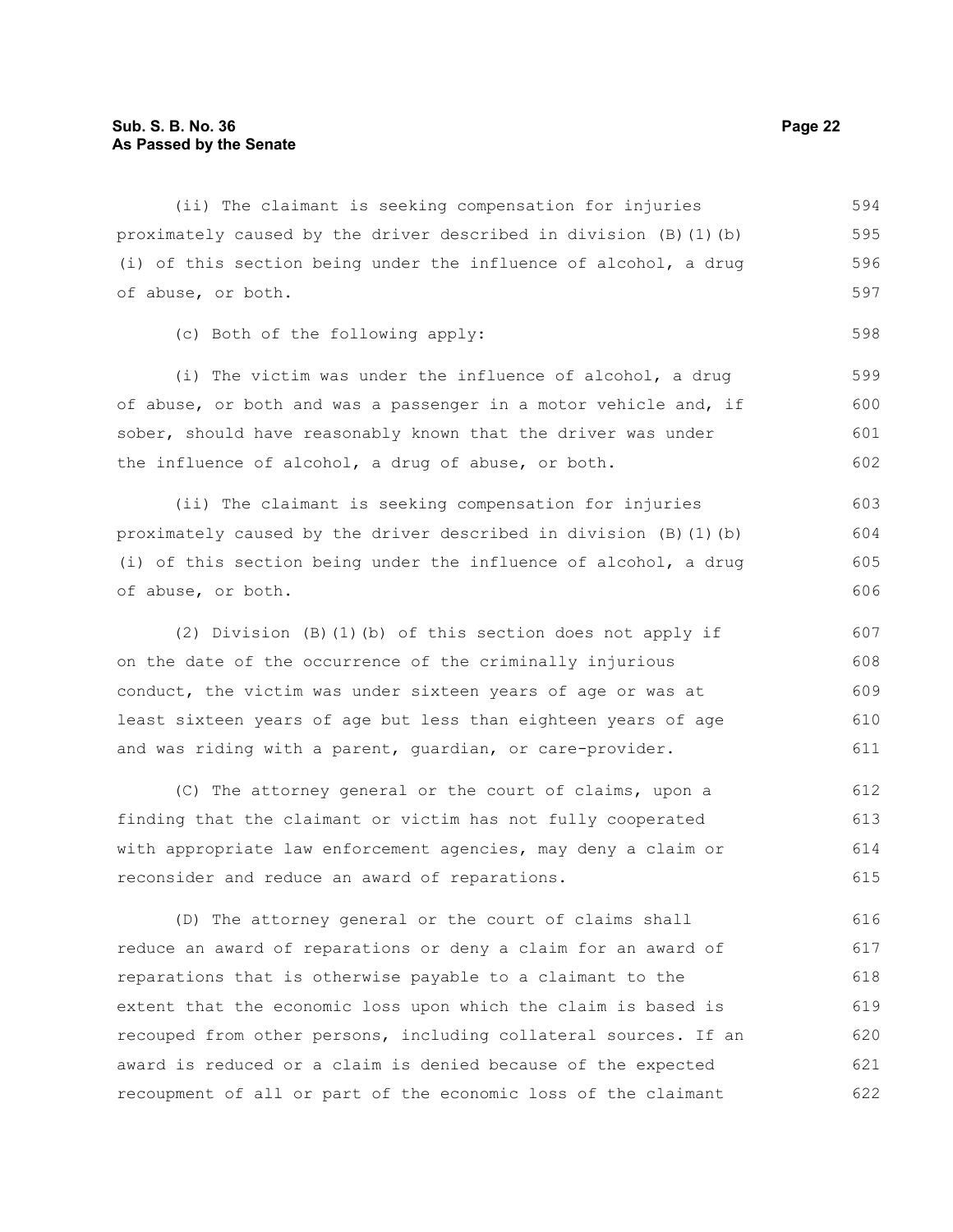(ii) The claimant is seeking compensation for injuries proximately caused by the driver described in division (B)(1)(b)(i) of this section being under the influence of alcohol, a drug of abuse, or both.

(c) Both of the following apply:

(i) The victim was under the influence of alcohol, a drug of abuse, or both and was a passenger in a motor vehicle and, if sober, should have reasonably known that the driver was under the influence of alcohol, a drug of abuse, or both.

(ii) The claimant is seeking compensation for injuries proximately caused by the driver described in division (B)(1)(b)(i) of this section being under the influence of alcohol, a drug of abuse, or both.

(2) Division (B)(1)(b) of this section does not apply if on the date of the occurrence of the criminally injurious conduct, the victim was under sixteen years of age or was at least sixteen years of age but less than eighteen years of age and was riding with a parent, guardian, or care-provider.

(C) The attorney general or the court of claims, upon a finding that the claimant or victim has not fully cooperated with appropriate law enforcement agencies, may deny a claim or reconsider and reduce an award of reparations.

(D) The attorney general or the court of claims shall reduce an award of reparations or deny a claim for an award of reparations that is otherwise payable to a claimant to the extent that the economic loss upon which the claim is based is recouped from other persons, including collateral sources. If an award is reduced or a claim is denied because of the expected recoupment of all or part of the economic loss of the claimant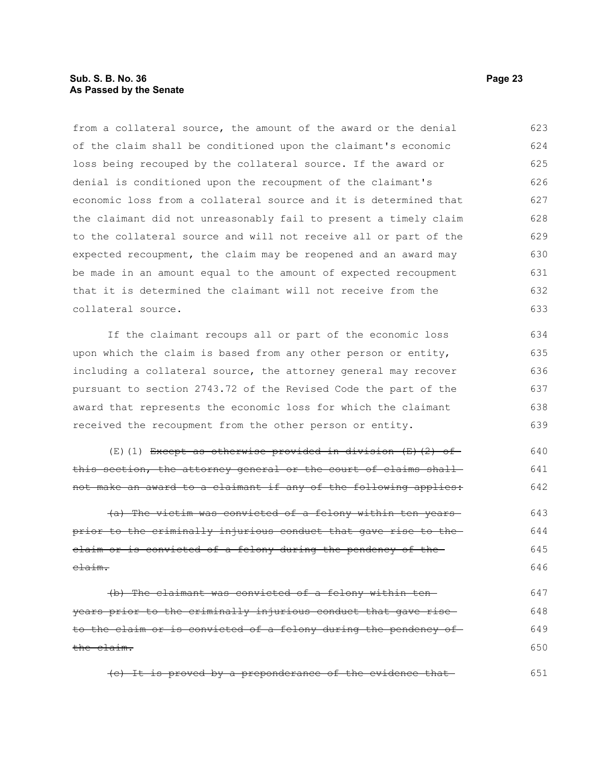from a collateral source, the amount of the award or the denial of the claim shall be conditioned upon the claimant's economic loss being recouped by the collateral source. If the award or denial is conditioned upon the recoupment of the claimant's economic loss from a collateral source and it is determined that the claimant did not unreasonably fail to present a timely claim to the collateral source and will not receive all or part of the expected recoupment, the claim may be reopened and an award may be made in an amount equal to the amount of expected recoupment that it is determined the claimant will not receive from the collateral source.

If the claimant recoups all or part of the economic loss upon which the claim is based from any other person or entity, including a collateral source, the attorney general may recover pursuant to section 2743.72 of the Revised Code the part of the award that represents the economic loss for which the claimant received the recoupment from the other person or entity.

(E)(1) ~~Except as otherwise provided in division (E)(2) of this section, the attorney general or the court of claims shall not make an award to a claimant if any of the following applies:~~

~~(a) The victim was convicted of a felony within ten years prior to the criminally injurious conduct that gave rise to the claim or is convicted of a felony during the pendency of the claim.~~

~~(b) The claimant was convicted of a felony within ten years prior to the criminally injurious conduct that gave rise to the claim or is convicted of a felony during the pendency of the claim.~~

~~(c) It is proved by a preponderance of the evidence that~~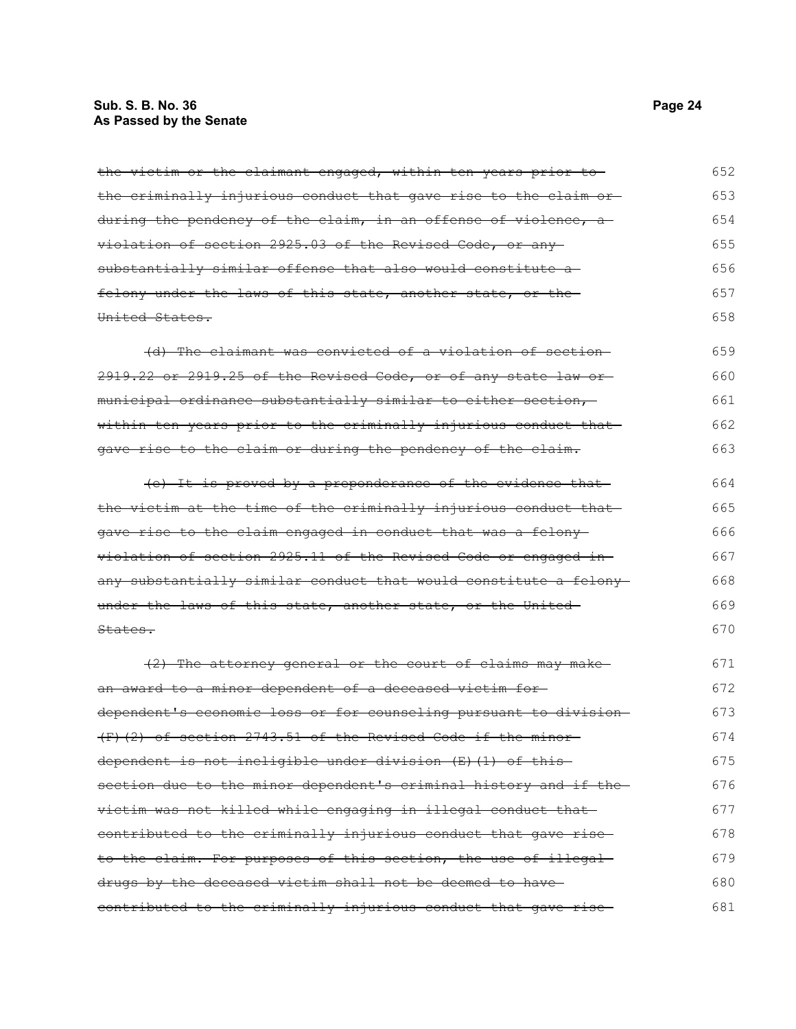~~the victim or the claimant engaged, within ten years prior to the criminally injurious conduct that gave rise to the claim or during the pendency of the claim, in an offense of violence, a violation of section 2925.03 of the Revised Code, or any substantially similar offense that also would constitute a felony under the laws of this state, another state, or the United States.~~ 652 653 654 655 656 657 658

~~(d) The claimant was convicted of a violation of section 2919.22 or 2919.25 of the Revised Code, or of any state law or municipal ordinance substantially similar to either section, within ten years prior to the criminally injurious conduct that gave rise to the claim or during the pendency of the claim.~~ 659 660 661 662 663

~~(e) It is proved by a preponderance of the evidence that the victim at the time of the criminally injurious conduct that gave rise to the claim engaged in conduct that was a felony violation of section 2925.11 of the Revised Code or engaged in any substantially similar conduct that would constitute a felony under the laws of this state, another state, or the United States.~~ 664 665 666 667 668 669 670

~~(2) The attorney general or the court of claims may make an award to a minor dependent of a deceased victim for dependent's economic loss or for counseling pursuant to division (F)(2) of section 2743.51 of the Revised Code if the minor dependent is not ineligible under division (E)(1) of this section due to the minor dependent's criminal history and if the victim was not killed while engaging in illegal conduct that contributed to the criminally injurious conduct that gave rise to the claim. For purposes of this section, the use of illegal drugs by the deceased victim shall not be deemed to have contributed to the criminally injurious conduct that gave rise~~ 671 672 673 674 675 676 677 678 679 680 681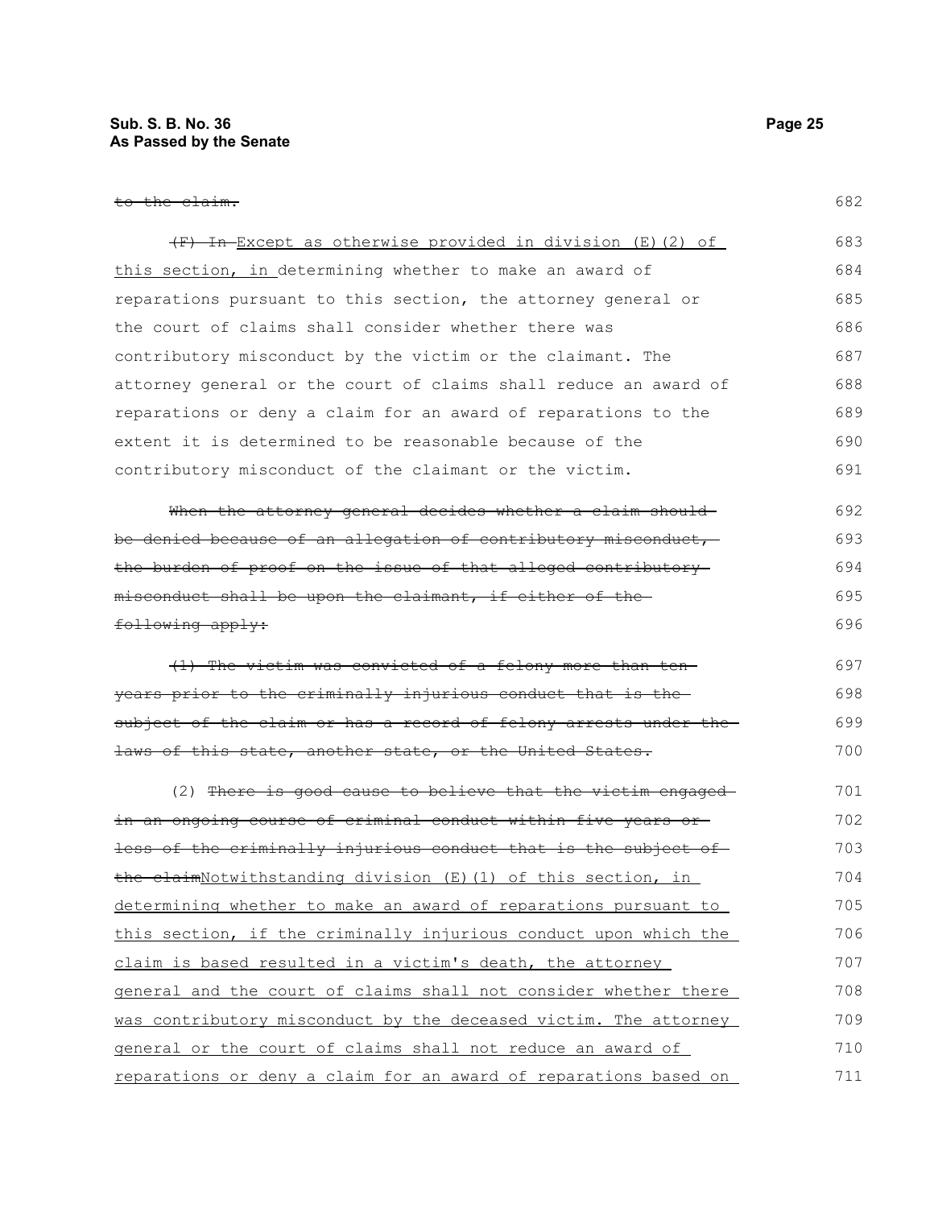~~to the claim.~~

~~(F) In~~ Except as otherwise provided in division (E)(2) of this section, in determining whether to make an award of reparations pursuant to this section, the attorney general or the court of claims shall consider whether there was contributory misconduct by the victim or the claimant. The attorney general or the court of claims shall reduce an award of reparations or deny a claim for an award of reparations to the extent it is determined to be reasonable because of the contributory misconduct of the claimant or the victim.

~~When the attorney general decides whether a claim should be denied because of an allegation of contributory misconduct, the burden of proof on the issue of that alleged contributory misconduct shall be upon the claimant, if either of the following apply:~~

~~(1) The victim was convicted of a felony more than ten years prior to the criminally injurious conduct that is the subject of the claim or has a record of felony arrests under the laws of this state, another state, or the United States.~~

(2) ~~There is good cause to believe that the victim engaged in an ongoing course of criminal conduct within five years or less of the criminally injurious conduct that is the subject of the claim~~Notwithstanding division (E)(1) of this section, in determining whether to make an award of reparations pursuant to this section, if the criminally injurious conduct upon which the claim is based resulted in a victim's death, the attorney general and the court of claims shall not consider whether there was contributory misconduct by the deceased victim. The attorney general or the court of claims shall not reduce an award of reparations or deny a claim for an award of reparations based on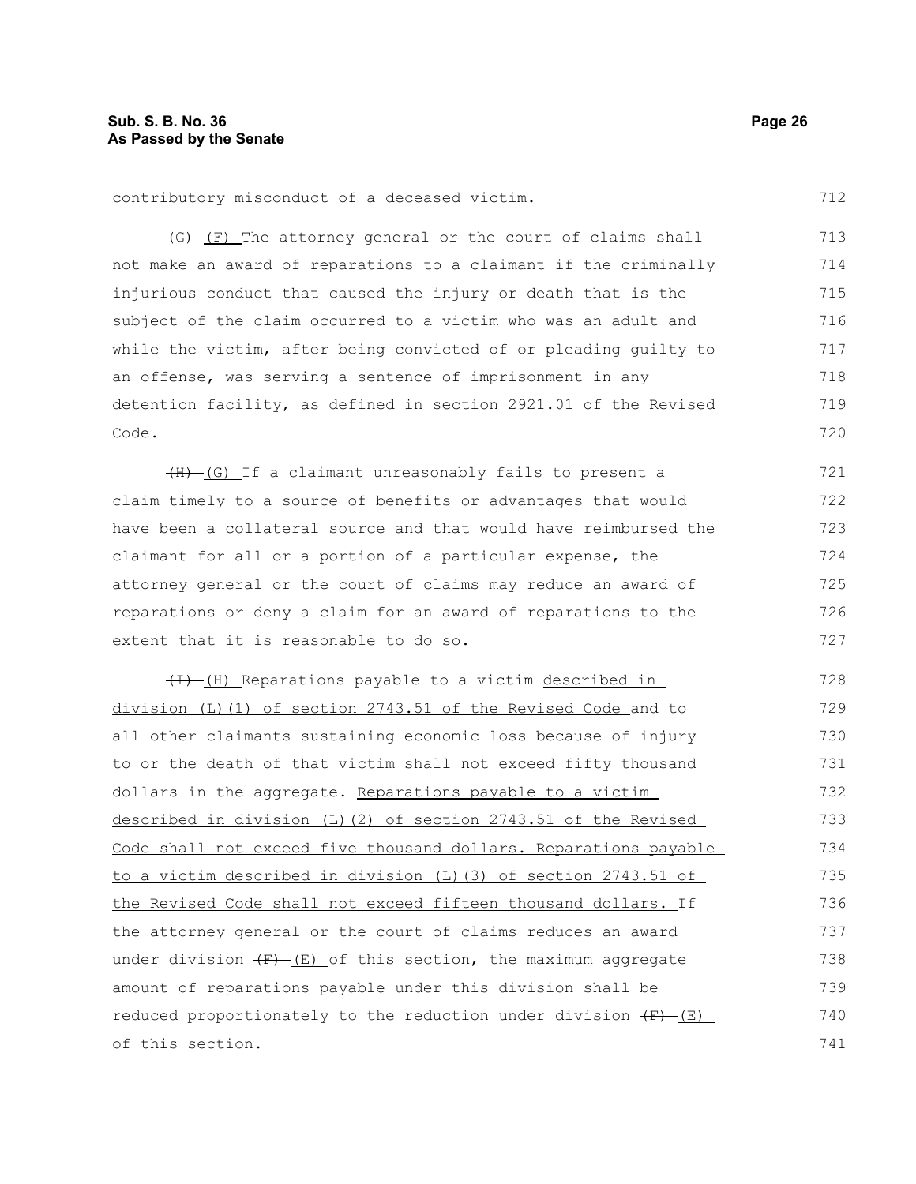contributory misconduct of a deceased victim.

~~(G)~~ (F) The attorney general or the court of claims shall not make an award of reparations to a claimant if the criminally injurious conduct that caused the injury or death that is the subject of the claim occurred to a victim who was an adult and while the victim, after being convicted of or pleading guilty to an offense, was serving a sentence of imprisonment in any detention facility, as defined in section 2921.01 of the Revised Code.

~~(H)~~ (G) If a claimant unreasonably fails to present a claim timely to a source of benefits or advantages that would have been a collateral source and that would have reimbursed the claimant for all or a portion of a particular expense, the attorney general or the court of claims may reduce an award of reparations or deny a claim for an award of reparations to the extent that it is reasonable to do so.

~~(I)~~ (H) Reparations payable to a victim described in division (L)(1) of section 2743.51 of the Revised Code and to all other claimants sustaining economic loss because of injury to or the death of that victim shall not exceed fifty thousand dollars in the aggregate. Reparations payable to a victim described in division (L)(2) of section 2743.51 of the Revised Code shall not exceed five thousand dollars. Reparations payable to a victim described in division (L)(3) of section 2743.51 of the Revised Code shall not exceed fifteen thousand dollars. If the attorney general or the court of claims reduces an award under division ~~(F)~~ (E) of this section, the maximum aggregate amount of reparations payable under this division shall be reduced proportionately to the reduction under division ~~(F)~~ (E) of this section.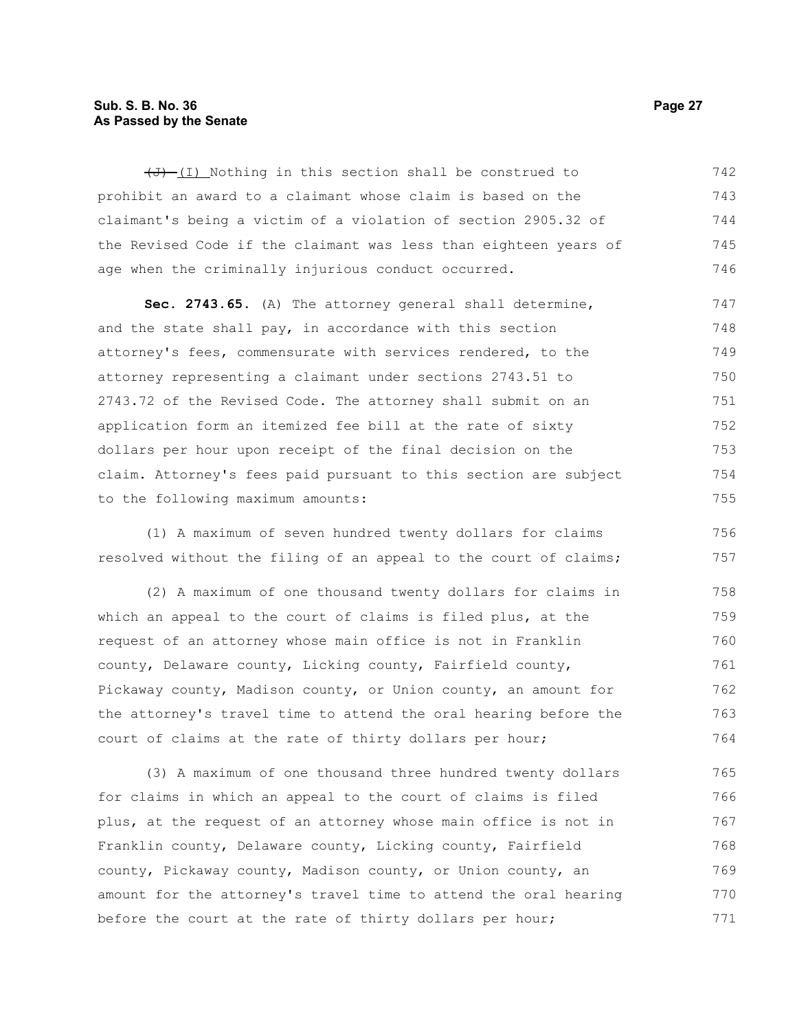~~(J)~~ (I) Nothing in this section shall be construed to prohibit an award to a claimant whose claim is based on the claimant's being a victim of a violation of section 2905.32 of the Revised Code if the claimant was less than eighteen years of age when the criminally injurious conduct occurred.

**Sec. 2743.65.** (A) The attorney general shall determine, and the state shall pay, in accordance with this section attorney's fees, commensurate with services rendered, to the attorney representing a claimant under sections 2743.51 to 2743.72 of the Revised Code. The attorney shall submit on an application form an itemized fee bill at the rate of sixty dollars per hour upon receipt of the final decision on the claim. Attorney's fees paid pursuant to this section are subject to the following maximum amounts:

(1) A maximum of seven hundred twenty dollars for claims resolved without the filing of an appeal to the court of claims;

(2) A maximum of one thousand twenty dollars for claims in which an appeal to the court of claims is filed plus, at the request of an attorney whose main office is not in Franklin county, Delaware county, Licking county, Fairfield county, Pickaway county, Madison county, or Union county, an amount for the attorney's travel time to attend the oral hearing before the court of claims at the rate of thirty dollars per hour;

(3) A maximum of one thousand three hundred twenty dollars for claims in which an appeal to the court of claims is filed plus, at the request of an attorney whose main office is not in Franklin county, Delaware county, Licking county, Fairfield county, Pickaway county, Madison county, or Union county, an amount for the attorney's travel time to attend the oral hearing before the court at the rate of thirty dollars per hour;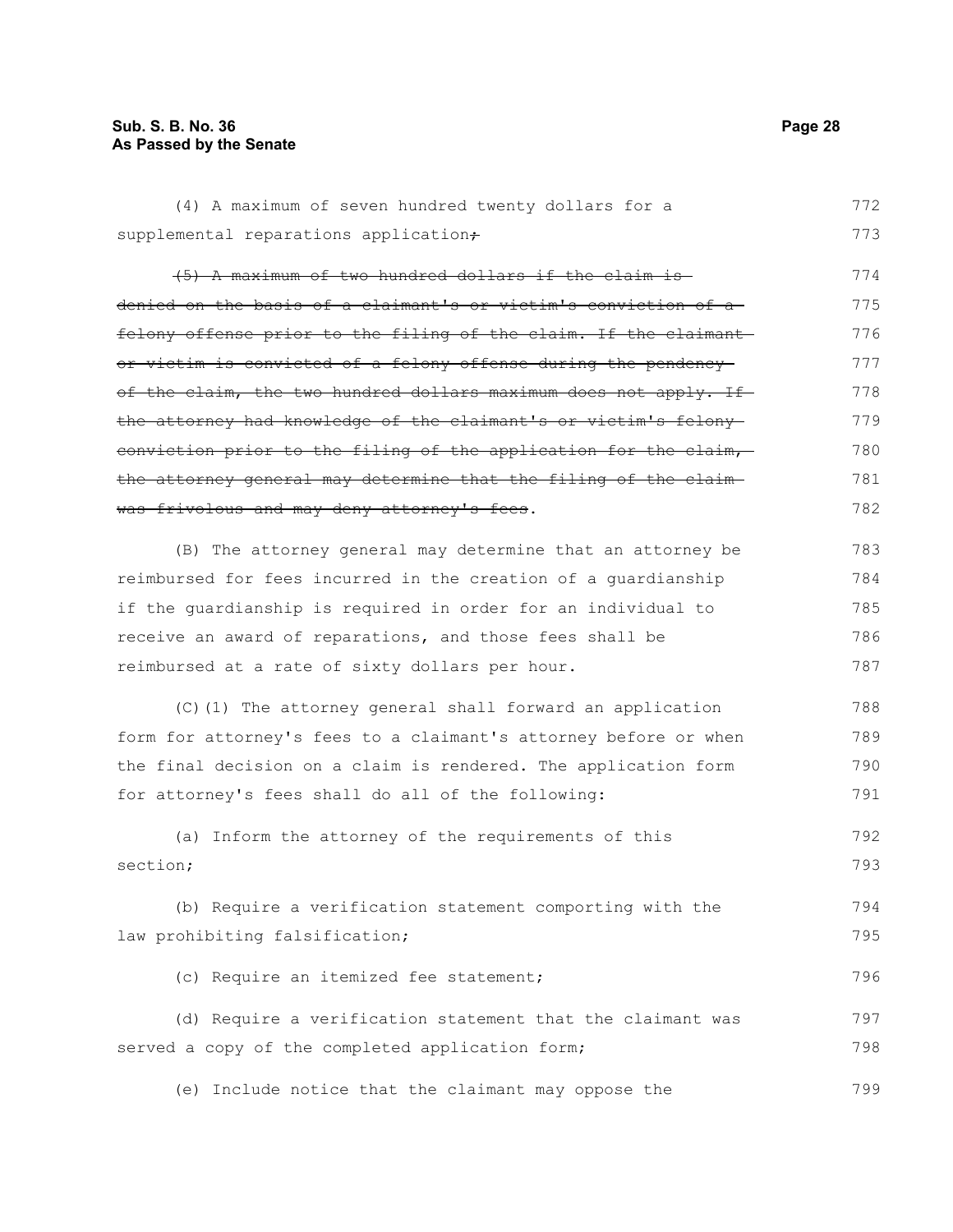(4) A maximum of seven hundred twenty dollars for a supplemental reparations application~~;~~

~~(5) A maximum of two hundred dollars if the claim is denied on the basis of a claimant's or victim's conviction of a felony offense prior to the filing of the claim. If the claimant or victim is convicted of a felony offense during the pendency of the claim, the two hundred dollars maximum does not apply. If the attorney had knowledge of the claimant's or victim's felony conviction prior to the filing of the application for the claim, the attorney general may determine that the filing of the claim was frivolous and may deny attorney's fees~~.

(B) The attorney general may determine that an attorney be reimbursed for fees incurred in the creation of a guardianship if the guardianship is required in order for an individual to receive an award of reparations, and those fees shall be reimbursed at a rate of sixty dollars per hour.

(C)(1) The attorney general shall forward an application form for attorney's fees to a claimant's attorney before or when the final decision on a claim is rendered. The application form for attorney's fees shall do all of the following:

(a) Inform the attorney of the requirements of this section;

(b) Require a verification statement comporting with the law prohibiting falsification;

(c) Require an itemized fee statement;

(d) Require a verification statement that the claimant was served a copy of the completed application form;

(e) Include notice that the claimant may oppose the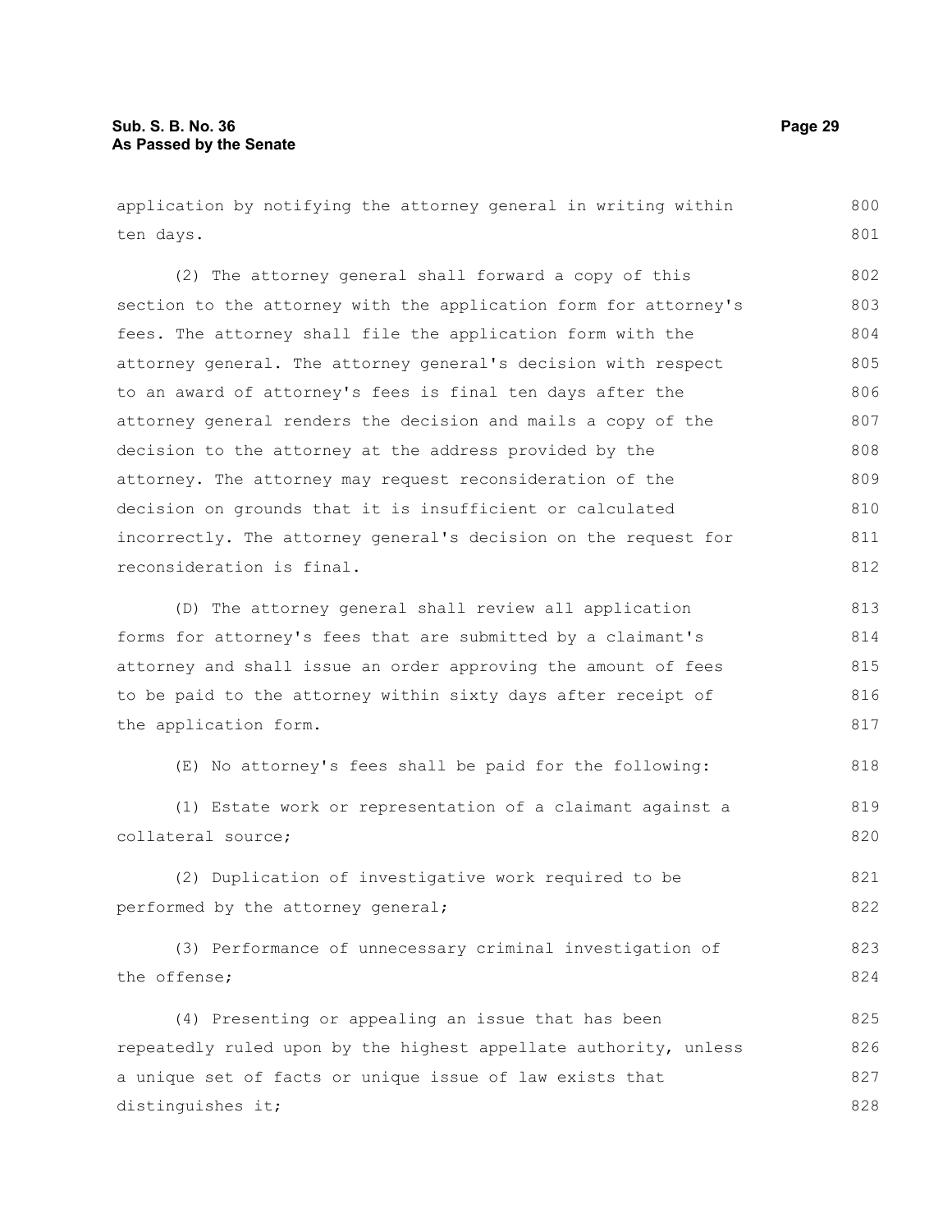application by notifying the attorney general in writing within ten days.

(2) The attorney general shall forward a copy of this section to the attorney with the application form for attorney's fees. The attorney shall file the application form with the attorney general. The attorney general's decision with respect to an award of attorney's fees is final ten days after the attorney general renders the decision and mails a copy of the decision to the attorney at the address provided by the attorney. The attorney may request reconsideration of the decision on grounds that it is insufficient or calculated incorrectly. The attorney general's decision on the request for reconsideration is final.

(D) The attorney general shall review all application forms for attorney's fees that are submitted by a claimant's attorney and shall issue an order approving the amount of fees to be paid to the attorney within sixty days after receipt of the application form.

(E) No attorney's fees shall be paid for the following:

(1) Estate work or representation of a claimant against a collateral source;

(2) Duplication of investigative work required to be performed by the attorney general;

(3) Performance of unnecessary criminal investigation of the offense;

(4) Presenting or appealing an issue that has been repeatedly ruled upon by the highest appellate authority, unless a unique set of facts or unique issue of law exists that distinguishes it;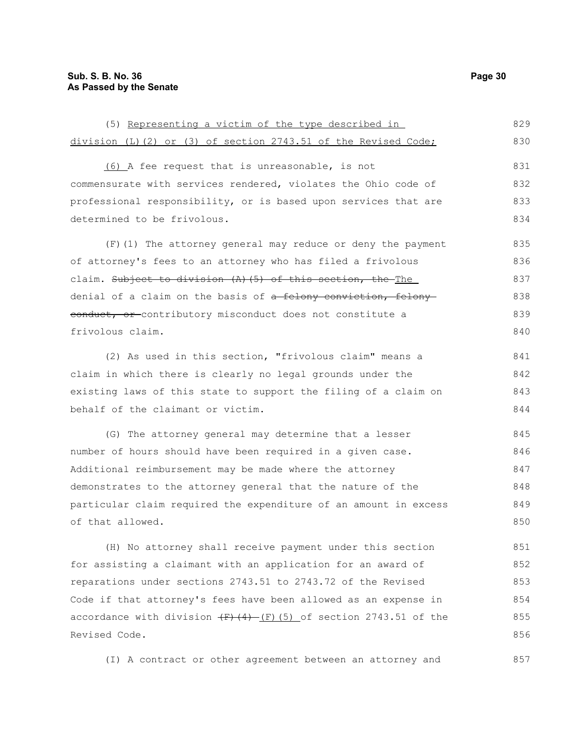(5) Representing a victim of the type described in division (L)(2) or (3) of section 2743.51 of the Revised Code;

(6) A fee request that is unreasonable, is not commensurate with services rendered, violates the Ohio code of professional responsibility, or is based upon services that are determined to be frivolous.

(F)(1) The attorney general may reduce or deny the payment of attorney's fees to an attorney who has filed a frivolous claim. ~~Subject to division (A)(5) of this section, the~~ The denial of a claim on the basis of ~~a felony conviction, felony conduct, or~~ contributory misconduct does not constitute a frivolous claim.

(2) As used in this section, "frivolous claim" means a claim in which there is clearly no legal grounds under the existing laws of this state to support the filing of a claim on behalf of the claimant or victim.

(G) The attorney general may determine that a lesser number of hours should have been required in a given case. Additional reimbursement may be made where the attorney demonstrates to the attorney general that the nature of the particular claim required the expenditure of an amount in excess of that allowed.

(H) No attorney shall receive payment under this section for assisting a claimant with an application for an award of reparations under sections 2743.51 to 2743.72 of the Revised Code if that attorney's fees have been allowed as an expense in accordance with division ~~(F)(4)~~ (F)(5) of section 2743.51 of the Revised Code.

(I) A contract or other agreement between an attorney and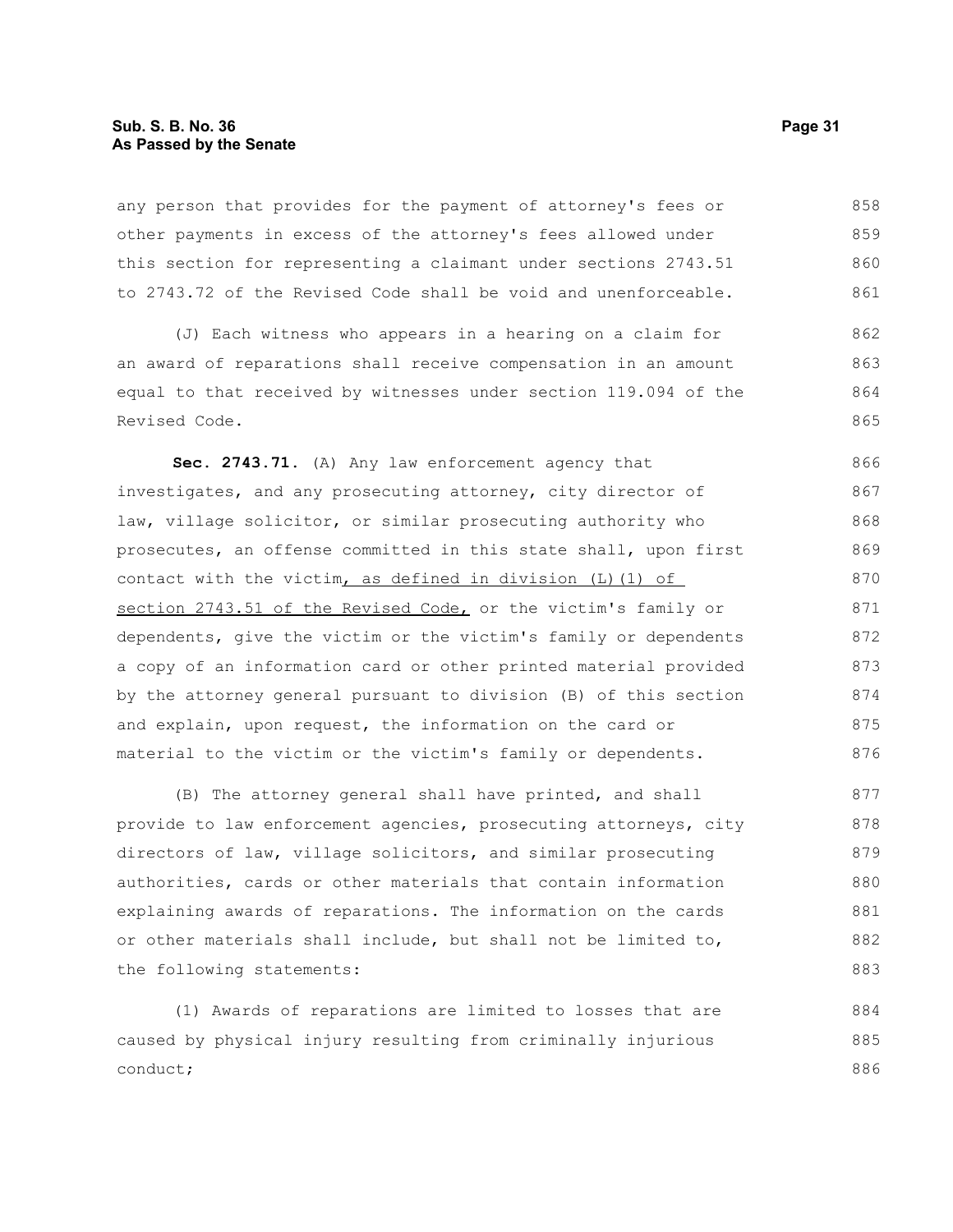any person that provides for the payment of attorney's fees or other payments in excess of the attorney's fees allowed under this section for representing a claimant under sections 2743.51 to 2743.72 of the Revised Code shall be void and unenforceable.

(J) Each witness who appears in a hearing on a claim for an award of reparations shall receive compensation in an amount equal to that received by witnesses under section 119.094 of the Revised Code.

**Sec. 2743.71.** (A) Any law enforcement agency that investigates, and any prosecuting attorney, city director of law, village solicitor, or similar prosecuting authority who prosecutes, an offense committed in this state shall, upon first contact with the victim, as defined in division (L)(1) of section 2743.51 of the Revised Code, or the victim's family or dependents, give the victim or the victim's family or dependents a copy of an information card or other printed material provided by the attorney general pursuant to division (B) of this section and explain, upon request, the information on the card or material to the victim or the victim's family or dependents.

(B) The attorney general shall have printed, and shall provide to law enforcement agencies, prosecuting attorneys, city directors of law, village solicitors, and similar prosecuting authorities, cards or other materials that contain information explaining awards of reparations. The information on the cards or other materials shall include, but shall not be limited to, the following statements:

(1) Awards of reparations are limited to losses that are caused by physical injury resulting from criminally injurious conduct;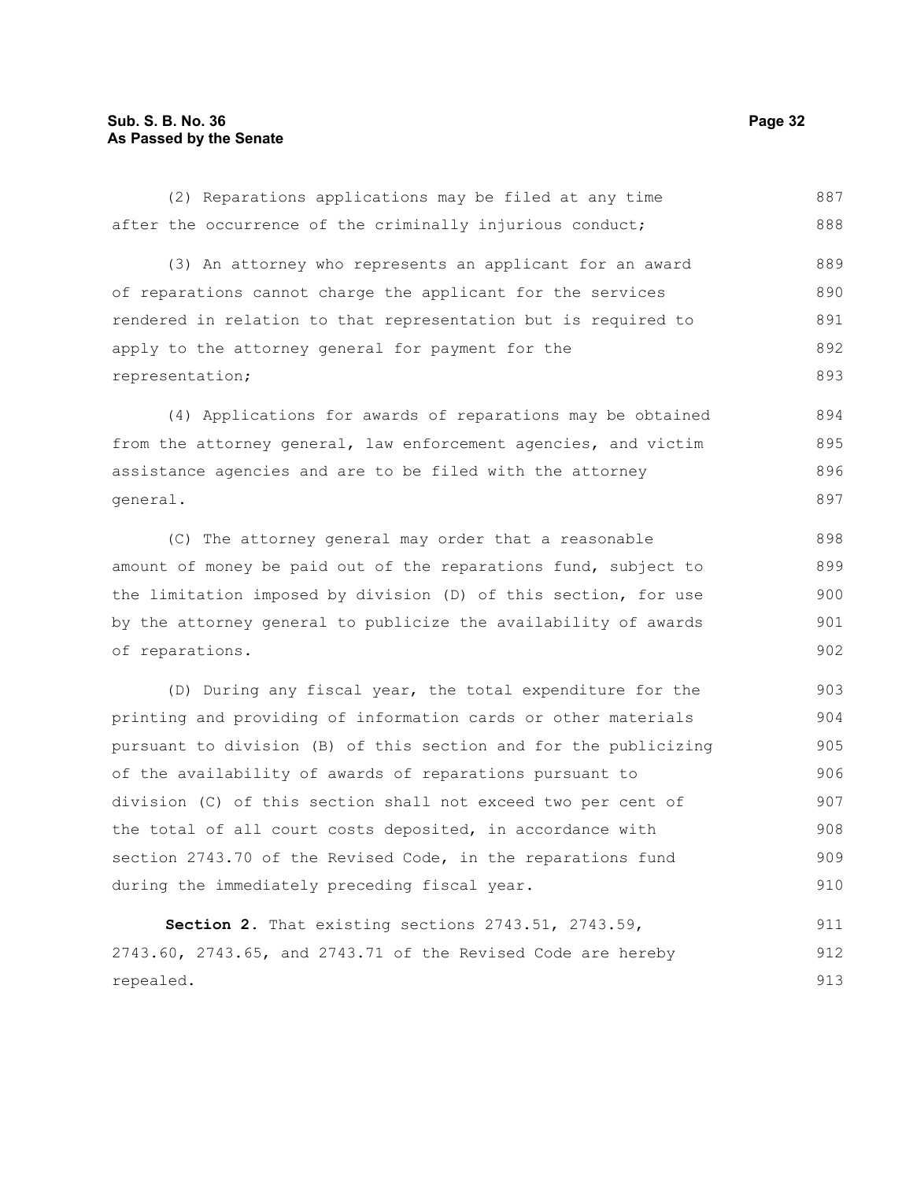(2) Reparations applications may be filed at any time after the occurrence of the criminally injurious conduct;

(3) An attorney who represents an applicant for an award of reparations cannot charge the applicant for the services rendered in relation to that representation but is required to apply to the attorney general for payment for the representation;

(4) Applications for awards of reparations may be obtained from the attorney general, law enforcement agencies, and victim assistance agencies and are to be filed with the attorney general.

(C) The attorney general may order that a reasonable amount of money be paid out of the reparations fund, subject to the limitation imposed by division (D) of this section, for use by the attorney general to publicize the availability of awards of reparations.

(D) During any fiscal year, the total expenditure for the printing and providing of information cards or other materials pursuant to division (B) of this section and for the publicizing of the availability of awards of reparations pursuant to division (C) of this section shall not exceed two per cent of the total of all court costs deposited, in accordance with section 2743.70 of the Revised Code, in the reparations fund during the immediately preceding fiscal year.

**Section 2.** That existing sections 2743.51, 2743.59, 2743.60, 2743.65, and 2743.71 of the Revised Code are hereby repealed.